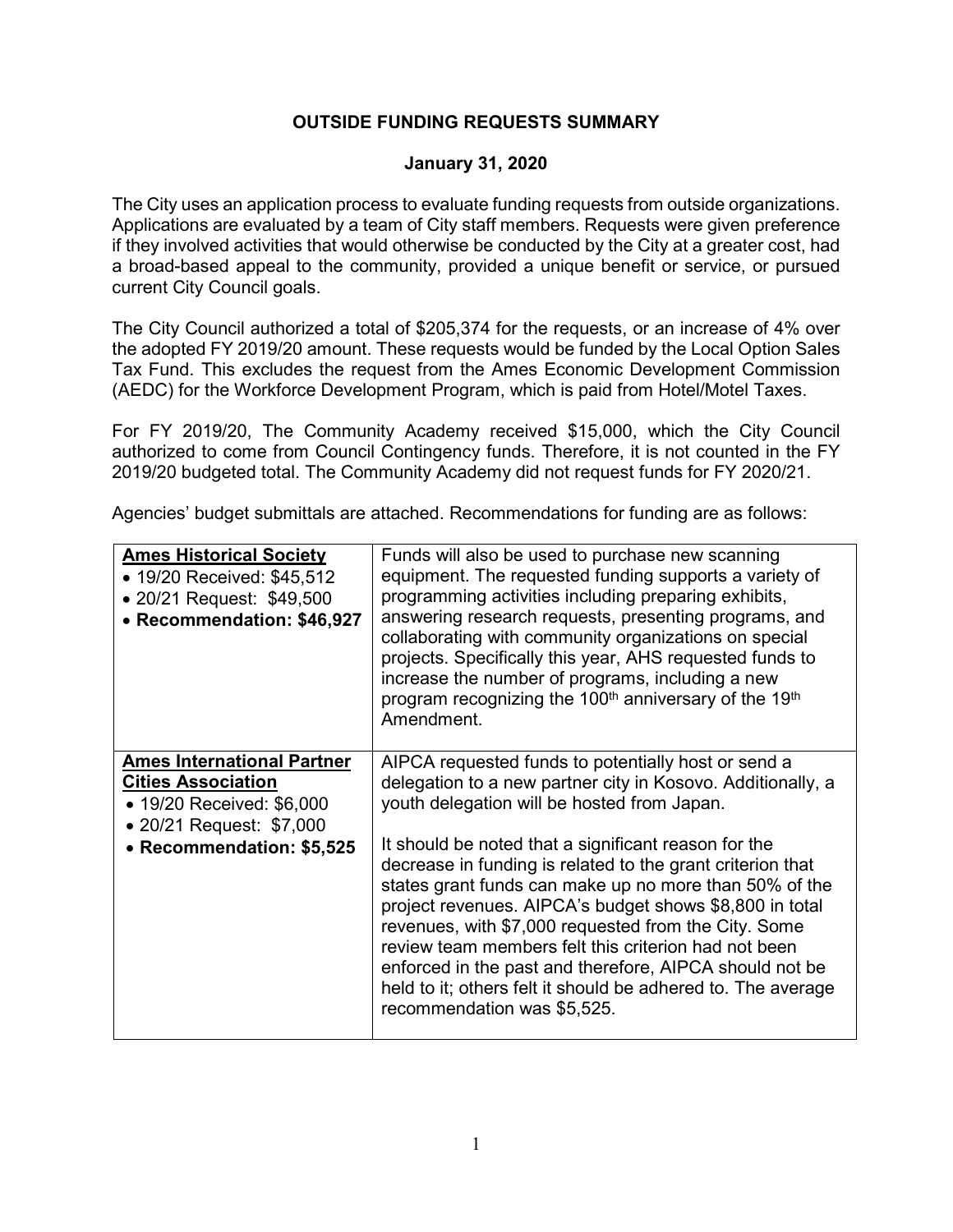# OUTSIDE FUNDING REQUESTS SUMMARY

**January 31, 2020**

The City uses an application process to evaluate funding requests from outside organizations. Applications are evaluated by a team of City staff members. Requests were given preference if they involved activities that would otherwise be conducted by the City at a greater cost, had a broad-based appeal to the community, provided a unique benefit or service, or pursued current City Council goals.

The City Council authorized a total of $205,374 for the requests, or an increase of 4% over the adopted FY 2019/20 amount. These requests would be funded by the Local Option Sales Tax Fund. This excludes the request from the Ames Economic Development Commission (AEDC) for the Workforce Development Program, which is paid from Hotel/Motel Taxes.

For FY 2019/20, The Community Academy received $15,000, which the City Council authorized to come from Council Contingency funds. Therefore, it is not counted in the FY 2019/20 budgeted total. The Community Academy did not request funds for FY 2020/21.

Agencies' budget submittals are attached. Recommendations for funding are as follows:

| | |
|---|---|
| **Ames Historical Society**<br>• 19/20 Received: $45,512<br>• 20/21 Request: $49,500<br>• **Recommendation: $46,927** | Funds will also be used to purchase new scanning equipment. The requested funding supports a variety of programming activities including preparing exhibits, answering research requests, presenting programs, and collaborating with community organizations on special projects. Specifically this year, AHS requested funds to increase the number of programs, including a new program recognizing the 100th anniversary of the 19th Amendment. |
| **Ames International Partner Cities Association**<br>• 19/20 Received: $6,000<br>• 20/21 Request: $7,000<br>• **Recommendation: $5,525** | AIPCA requested funds to potentially host or send a delegation to a new partner city in Kosovo. Additionally, a youth delegation will be hosted from Japan.<br><br>It should be noted that a significant reason for the decrease in funding is related to the grant criterion that states grant funds can make up no more than 50% of the project revenues. AIPCA's budget shows $8,800 in total revenues, with $7,000 requested from the City. Some review team members felt this criterion had not been enforced in the past and therefore, AIPCA should not be held to it; others felt it should be adhered to. The average recommendation was $5,525. |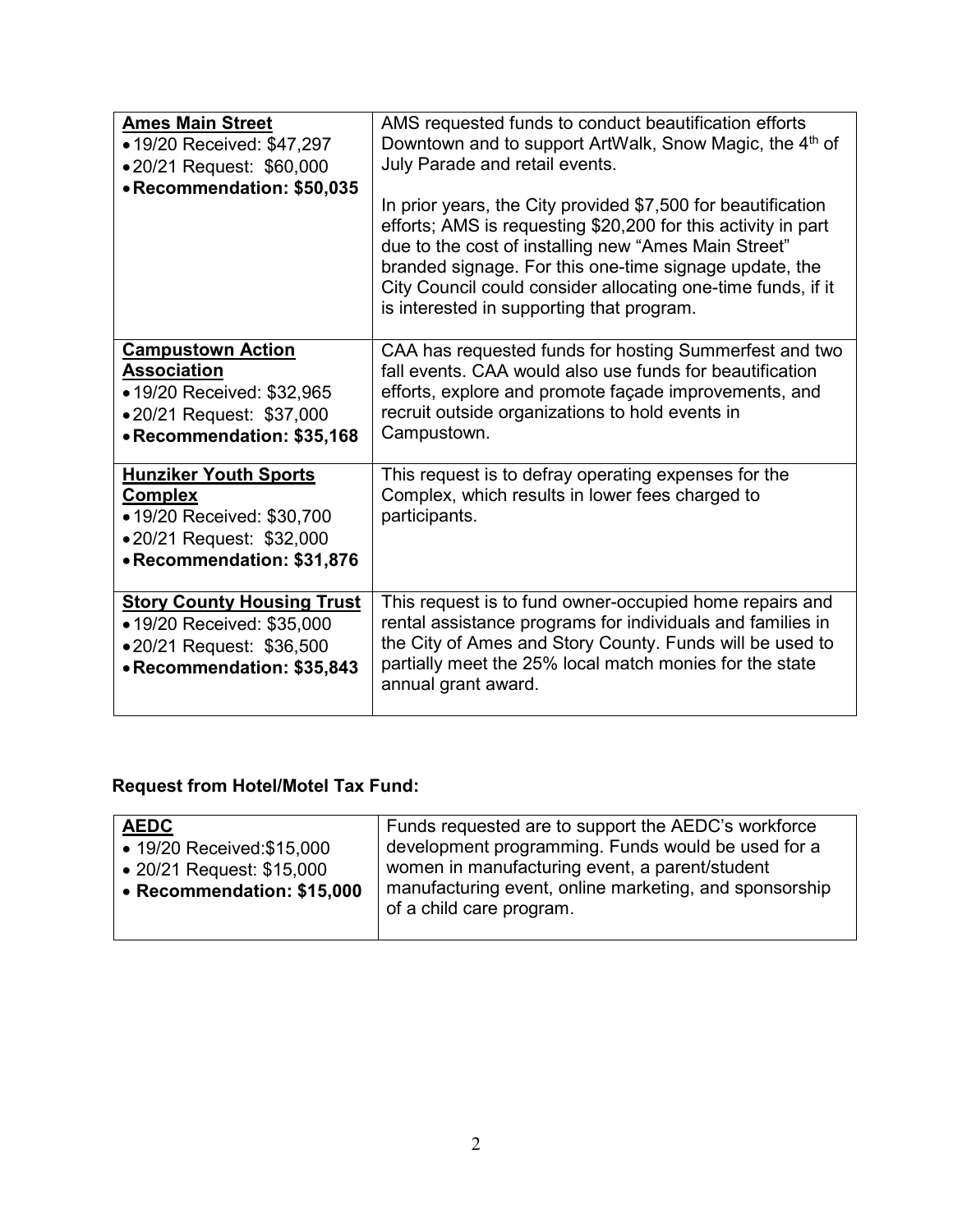| | |
|---|---|
| **Ames Main Street**<br>• 19/20 Received: $47,297<br>• 20/21 Request: $60,000<br>• **Recommendation: $50,035** | AMS requested funds to conduct beautification efforts Downtown and to support ArtWalk, Snow Magic, the 4th of July Parade and retail events.<br><br>In prior years, the City provided $7,500 for beautification efforts; AMS is requesting $20,200 for this activity in part due to the cost of installing new "Ames Main Street" branded signage. For this one-time signage update, the City Council could consider allocating one-time funds, if it is interested in supporting that program. |
| **Campustown Action Association**<br>• 19/20 Received: $32,965<br>• 20/21 Request: $37,000<br>• **Recommendation: $35,168** | CAA has requested funds for hosting Summerfest and two fall events. CAA would also use funds for beautification efforts, explore and promote façade improvements, and recruit outside organizations to hold events in Campustown. |
| **Hunziker Youth Sports Complex**<br>• 19/20 Received: $30,700<br>• 20/21 Request: $32,000<br>• **Recommendation: $31,876** | This request is to defray operating expenses for the Complex, which results in lower fees charged to participants. |
| **Story County Housing Trust**<br>• 19/20 Received: $35,000<br>• 20/21 Request: $36,500<br>• **Recommendation: $35,843** | This request is to fund owner-occupied home repairs and rental assistance programs for individuals and families in the City of Ames and Story County. Funds will be used to partially meet the 25% local match monies for the state annual grant award. |

**Request from Hotel/Motel Tax Fund:**

| | |
|---|---|
| **AEDC**<br>• 19/20 Received:$15,000<br>• 20/21 Request: $15,000<br>• **Recommendation: $15,000** | Funds requested are to support the AEDC's workforce development programming. Funds would be used for a women in manufacturing event, a parent/student manufacturing event, online marketing, and sponsorship of a child care program. |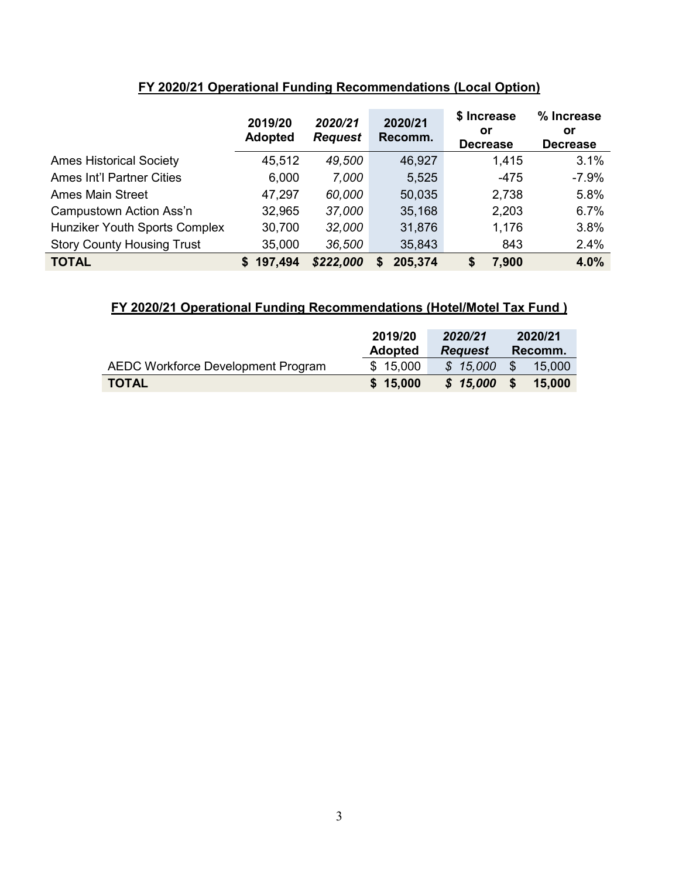**FY 2020/21 Operational Funding Recommendations (Local Option)**

| | 2019/20 Adopted | *2020/21 Request* | 2020/21 Recomm. | $ Increase or Decrease | % Increase or Decrease |
|---|---|---|---|---|---|
| Ames Historical Society | 45,512 | *49,500* | 46,927 | 1,415 | 3.1% |
| Ames Int'l Partner Cities | 6,000 | *7,000* | 5,525 | -475 | -7.9% |
| Ames Main Street | 47,297 | *60,000* | 50,035 | 2,738 | 5.8% |
| Campustown Action Ass'n | 32,965 | *37,000* | 35,168 | 2,203 | 6.7% |
| Hunziker Youth Sports Complex | 30,700 | *32,000* | 31,876 | 1,176 | 3.8% |
| Story County Housing Trust | 35,000 | *36,500* | 35,843 | 843 | 2.4% |
| **TOTAL** | **$ 197,494** | ***$222,000*** | **$ 205,374** | **$ 7,900** | **4.0%** |

**FY 2020/21 Operational Funding Recommendations (Hotel/Motel Tax Fund )**

| | 2019/20 Adopted | *2020/21 Request* | 2020/21 Recomm. |
|---|---|---|---|
| AEDC Workforce Development Program | $ 15,000 | *$ 15,000* | $ 15,000 |
| **TOTAL** | **$ 15,000** | ***$ 15,000*** | **$ 15,000** |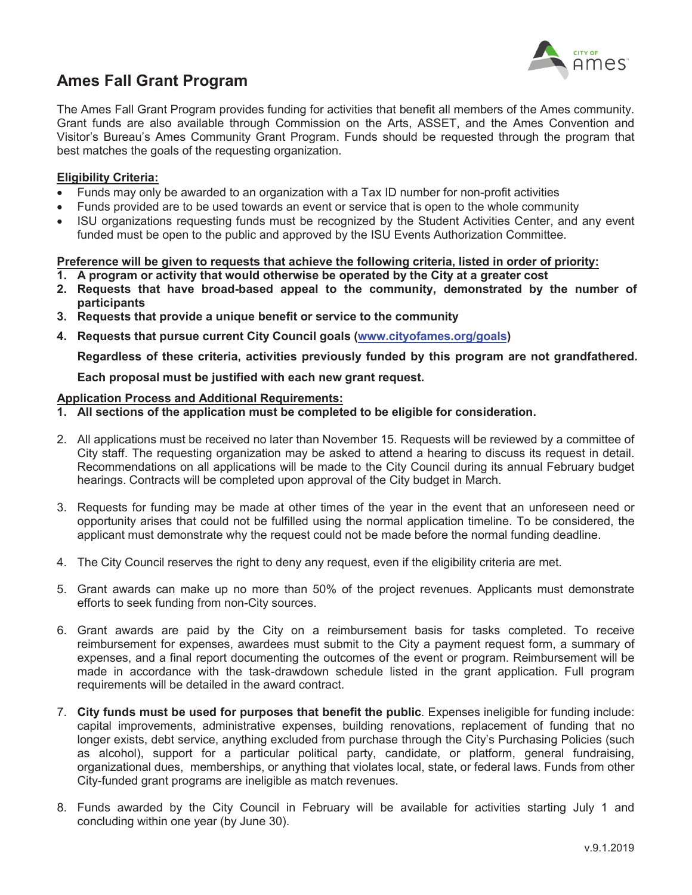# Ames Fall Grant Program

The Ames Fall Grant Program provides funding for activities that benefit all members of the Ames community. Grant funds are also available through Commission on the Arts, ASSET, and the Ames Convention and Visitor's Bureau's Ames Community Grant Program. Funds should be requested through the program that best matches the goals of the requesting organization.

**Eligibility Criteria:**

- Funds may only be awarded to an organization with a Tax ID number for non-profit activities
- Funds provided are to be used towards an event or service that is open to the whole community
- ISU organizations requesting funds must be recognized by the Student Activities Center, and any event funded must be open to the public and approved by the ISU Events Authorization Committee.

**Preference will be given to requests that achieve the following criteria, listed in order of priority:**

1. **A program or activity that would otherwise be operated by the City at a greater cost**
2. **Requests that have broad-based appeal to the community, demonstrated by the number of participants**
3. **Requests that provide a unique benefit or service to the community**
4. **Requests that pursue current City Council goals ([www.cityofames.org/goals](www.cityofames.org/goals))**

**Regardless of these criteria, activities previously funded by this program are not grandfathered.**

**Each proposal must be justified with each new grant request.**

**Application Process and Additional Requirements:**

1. **All sections of the application must be completed to be eligible for consideration.**
2. All applications must be received no later than November 15. Requests will be reviewed by a committee of City staff. The requesting organization may be asked to attend a hearing to discuss its request in detail. Recommendations on all applications will be made to the City Council during its annual February budget hearings. Contracts will be completed upon approval of the City budget in March.
3. Requests for funding may be made at other times of the year in the event that an unforeseen need or opportunity arises that could not be fulfilled using the normal application timeline. To be considered, the applicant must demonstrate why the request could not be made before the normal funding deadline.
4. The City Council reserves the right to deny any request, even if the eligibility criteria are met.
5. Grant awards can make up no more than 50% of the project revenues. Applicants must demonstrate efforts to seek funding from non-City sources.
6. Grant awards are paid by the City on a reimbursement basis for tasks completed. To receive reimbursement for expenses, awardees must submit to the City a payment request form, a summary of expenses, and a final report documenting the outcomes of the event or program. Reimbursement will be made in accordance with the task-drawdown schedule listed in the grant application. Full program requirements will be detailed in the award contract.
7. **City funds must be used for purposes that benefit the public**. Expenses ineligible for funding include: capital improvements, administrative expenses, building renovations, replacement of funding that no longer exists, debt service, anything excluded from purchase through the City's Purchasing Policies (such as alcohol), support for a particular political party, candidate, or platform, general fundraising, organizational dues, memberships, or anything that violates local, state, or federal laws. Funds from other City-funded grant programs are ineligible as match revenues.
8. Funds awarded by the City Council in February will be available for activities starting July 1 and concluding within one year (by June 30).

v.9.1.2019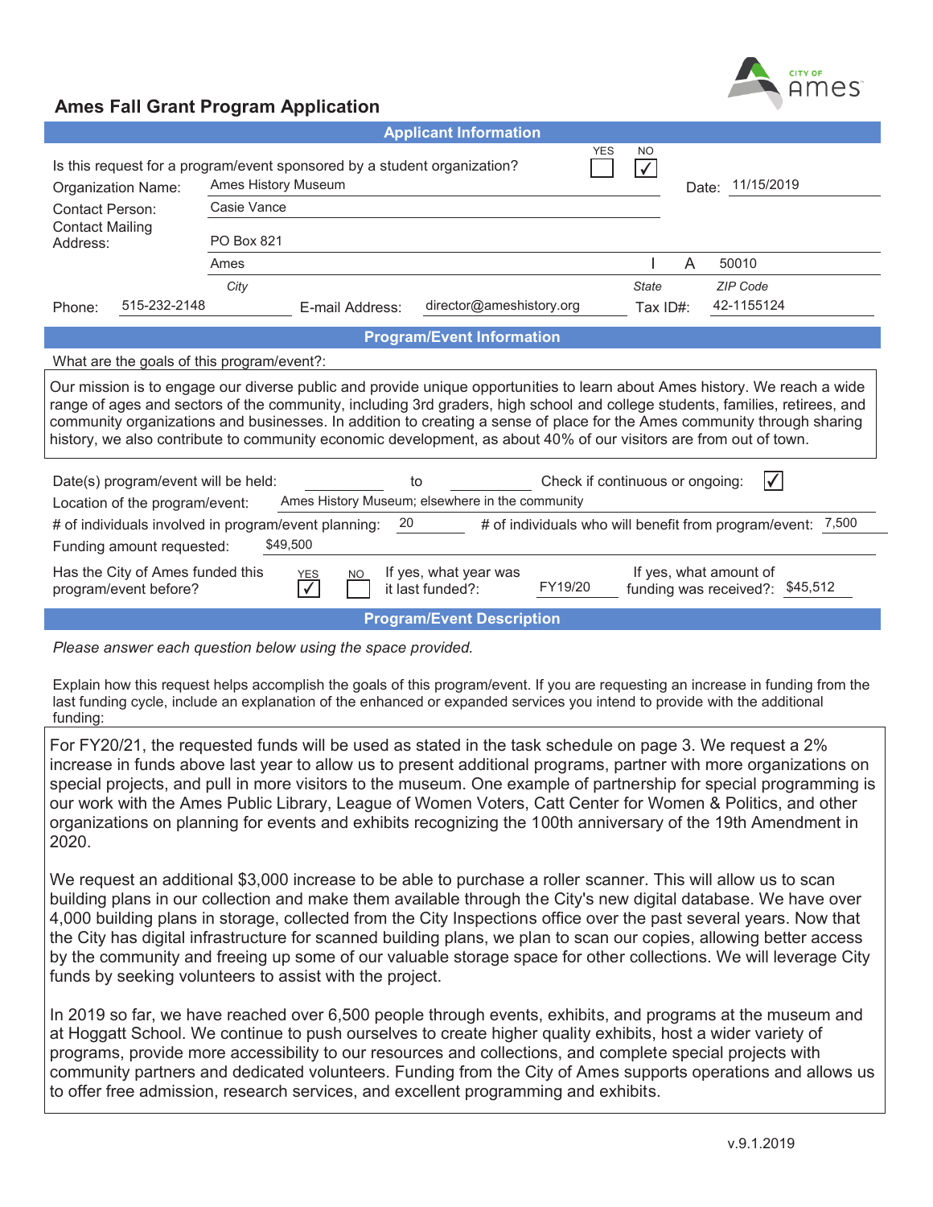# Ames Fall Grant Program Application

## Applicant Information

Is this request for a program/event sponsored by a student organization? YES ☐ NO ☑

Organization Name: Ames History Museum

Date: 11/15/2019

Contact Person: Casie Vance

Contact Mailing Address: PO Box 821

Ames (City) | IA (State) | 50010 (ZIP Code)

Phone: 515-232-2148

E-mail Address: director@ameshistory.org

Tax ID#: 42-1155124

## Program/Event Information

What are the goals of this program/event?:

Our mission is to engage our diverse public and provide unique opportunities to learn about Ames history. We reach a wide range of ages and sectors of the community, including 3rd graders, high school and college students, families, retirees, and community organizations and businesses. In addition to creating a sense of place for the Ames community through sharing history, we also contribute to community economic development, as about 40% of our visitors are from out of town.

Date(s) program/event will be held: ________ to ________ Check if continuous or ongoing: ☑

Location of the program/event: Ames History Museum; elsewhere in the community

# of individuals involved in program/event planning: 20

# of individuals who will benefit from program/event: 7,500

Funding amount requested: $49,500

Has the City of Ames funded this program/event before? YES ☑ NO ☐

If yes, what year was it last funded?: FY19/20

If yes, what amount of funding was received?: $45,512

## Program/Event Description

*Please answer each question below using the space provided.*

Explain how this request helps accomplish the goals of this program/event. If you are requesting an increase in funding from the last funding cycle, include an explanation of the enhanced or expanded services you intend to provide with the additional funding:

For FY20/21, the requested funds will be used as stated in the task schedule on page 3. We request a 2% increase in funds above last year to allow us to present additional programs, partner with more organizations on special projects, and pull in more visitors to the museum. One example of partnership for special programming is our work with the Ames Public Library, League of Women Voters, Catt Center for Women & Politics, and other organizations on planning for events and exhibits recognizing the 100th anniversary of the 19th Amendment in 2020.

We request an additional $3,000 increase to be able to purchase a roller scanner. This will allow us to scan building plans in our collection and make them available through the City's new digital database. We have over 4,000 building plans in storage, collected from the City Inspections office over the past several years. Now that the City has digital infrastructure for scanned building plans, we plan to scan our copies, allowing better access by the community and freeing up some of our valuable storage space for other collections. We will leverage City funds by seeking volunteers to assist with the project.

In 2019 so far, we have reached over 6,500 people through events, exhibits, and programs at the museum and at Hoggatt School. We continue to push ourselves to create higher quality exhibits, host a wider variety of programs, provide more accessibility to our resources and collections, and complete special projects with community partners and dedicated volunteers. Funding from the City of Ames supports operations and allows us to offer free admission, research services, and excellent programming and exhibits.

v.9.1.2019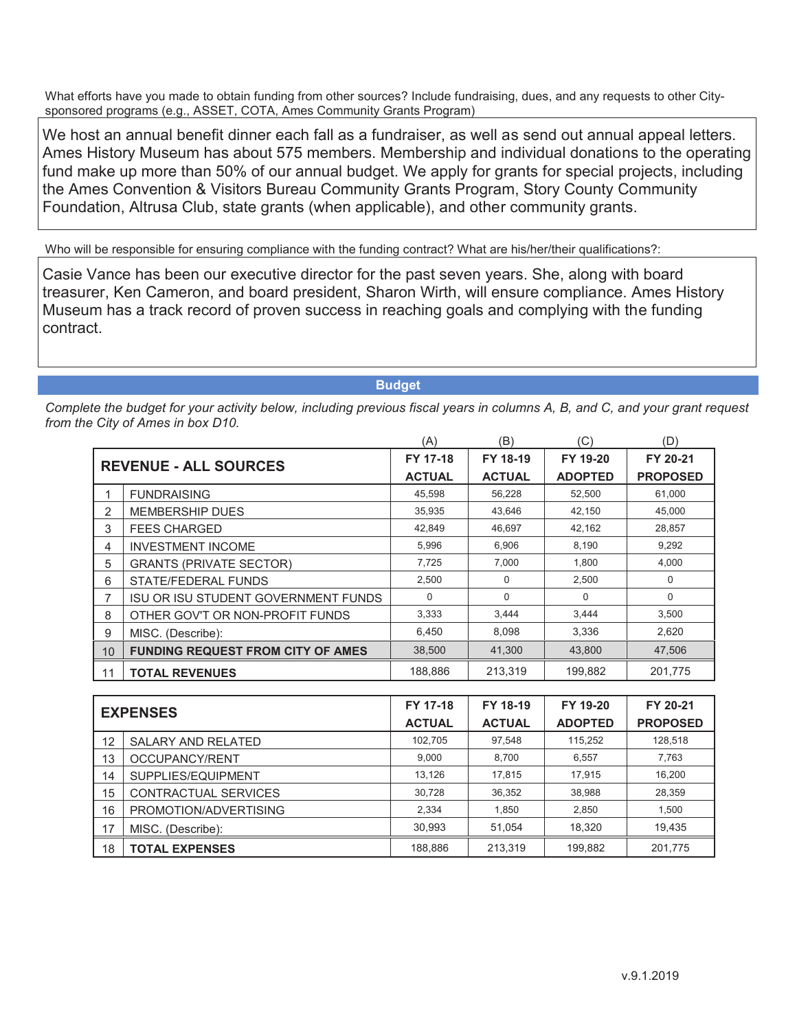What efforts have you made to obtain funding from other sources? Include fundraising, dues, and any requests to other City-sponsored programs (e.g., ASSET, COTA, Ames Community Grants Program)

We host an annual benefit dinner each fall as a fundraiser, as well as send out annual appeal letters. Ames History Museum has about 575 members. Membership and individual donations to the operating fund make up more than 50% of our annual budget. We apply for grants for special projects, including the Ames Convention & Visitors Bureau Community Grants Program, Story County Community Foundation, Altrusa Club, state grants (when applicable), and other community grants.

Who will be responsible for ensuring compliance with the funding contract? What are his/her/their qualifications?:

Casie Vance has been our executive director for the past seven years. She, along with board treasurer, Ken Cameron, and board president, Sharon Wirth, will ensure compliance. Ames History Museum has a track record of proven success in reaching goals and complying with the funding contract.

## Budget

*Complete the budget for your activity below, including previous fiscal years in columns A, B, and C, and your grant request from the City of Ames in box D10.*

| | REVENUE - ALL SOURCES | (A) FY 17-18 ACTUAL | (B) FY 18-19 ACTUAL | (C) FY 19-20 ADOPTED | (D) FY 20-21 PROPOSED |
|---|---|---|---|---|---|
| 1 | FUNDRAISING | 45,598 | 56,228 | 52,500 | 61,000 |
| 2 | MEMBERSHIP DUES | 35,935 | 43,646 | 42,150 | 45,000 |
| 3 | FEES CHARGED | 42,849 | 46,697 | 42,162 | 28,857 |
| 4 | INVESTMENT INCOME | 5,996 | 6,906 | 8,190 | 9,292 |
| 5 | GRANTS (PRIVATE SECTOR) | 7,725 | 7,000 | 1,800 | 4,000 |
| 6 | STATE/FEDERAL FUNDS | 2,500 | 0 | 2,500 | 0 |
| 7 | ISU OR ISU STUDENT GOVERNMENT FUNDS | 0 | 0 | 0 | 0 |
| 8 | OTHER GOV'T OR NON-PROFIT FUNDS | 3,333 | 3,444 | 3,444 | 3,500 |
| 9 | MISC. (Describe): | 6,450 | 8,098 | 3,336 | 2,620 |
| 10 | **FUNDING REQUEST FROM CITY OF AMES** | 38,500 | 41,300 | 43,800 | 47,506 |
| 11 | **TOTAL REVENUES** | 188,886 | 213,319 | 199,882 | 201,775 |

| | EXPENSES | FY 17-18 ACTUAL | FY 18-19 ACTUAL | FY 19-20 ADOPTED | FY 20-21 PROPOSED |
|---|---|---|---|---|---|
| 12 | SALARY AND RELATED | 102,705 | 97,548 | 115,252 | 128,518 |
| 13 | OCCUPANCY/RENT | 9,000 | 8,700 | 6,557 | 7,763 |
| 14 | SUPPLIES/EQUIPMENT | 13,126 | 17,815 | 17,915 | 16,200 |
| 15 | CONTRACTUAL SERVICES | 30,728 | 36,352 | 38,988 | 28,359 |
| 16 | PROMOTION/ADVERTISING | 2,334 | 1,850 | 2,850 | 1,500 |
| 17 | MISC. (Describe): | 30,993 | 51,054 | 18,320 | 19,435 |
| 18 | **TOTAL EXPENSES** | 188,886 | 213,319 | 199,882 | 201,775 |

v.9.1.2019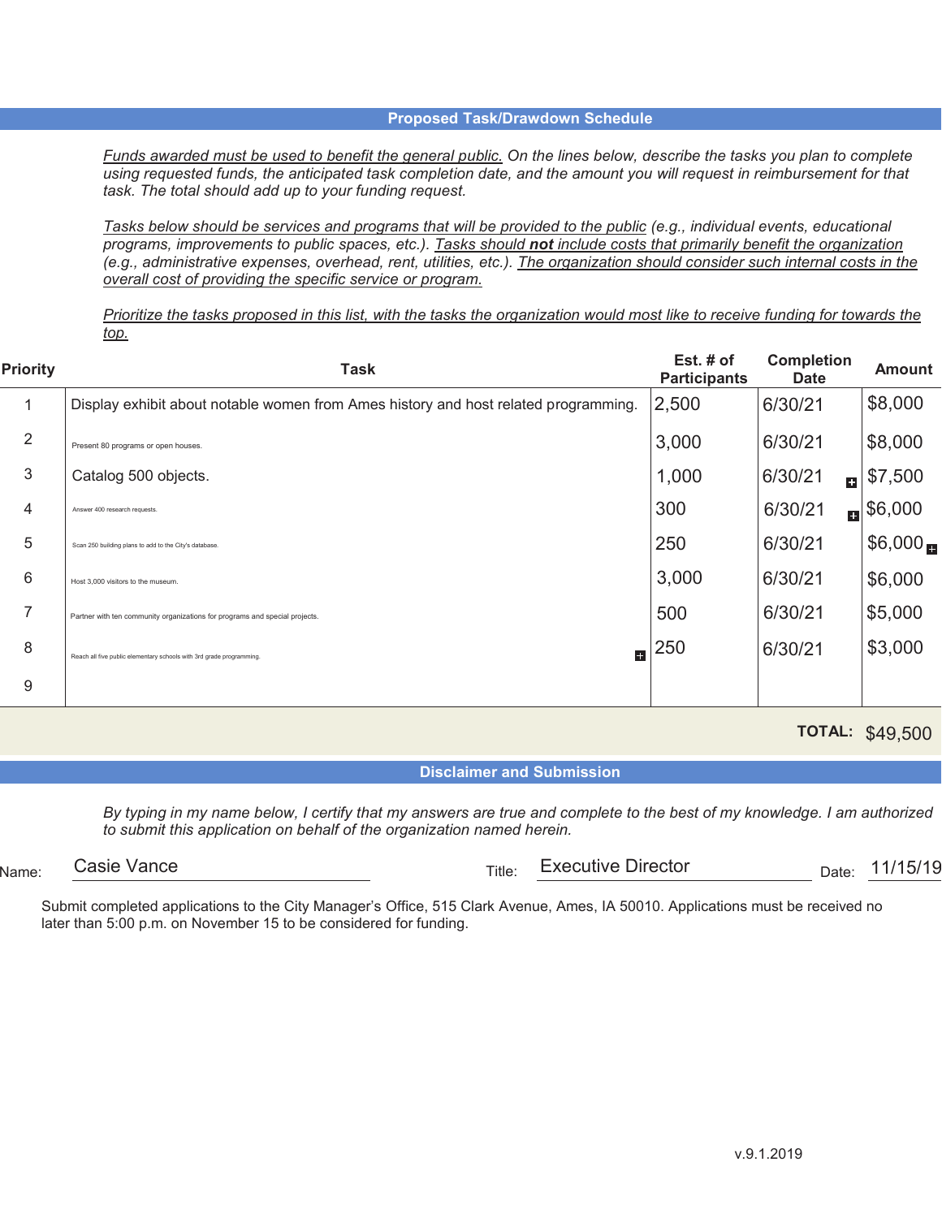## Proposed Task/Drawdown Schedule

*Funds awarded must be used to benefit the general public.* On the lines below, describe the tasks you plan to complete using requested funds, the anticipated task completion date, and the amount you will request in reimbursement for that task. The total should add up to your funding request.

*Tasks below should be services and programs that will be provided to the public* (e.g., individual events, educational programs, improvements to public spaces, etc.). *Tasks should **not** include costs that primarily benefit the organization* (e.g., administrative expenses, overhead, rent, utilities, etc.). *The organization should consider such internal costs in the overall cost of providing the specific service or program.*

*Prioritize the tasks proposed in this list, with the tasks the organization would most like to receive funding for towards the top.*

| Priority | Task | Est. # of Participants | Completion Date | Amount |
|---|---|---|---|---|
| 1 | Display exhibit about notable women from Ames history and host related programming. | 2,500 | 6/30/21 | $8,000 |
| 2 | Present 80 programs or open houses. | 3,000 | 6/30/21 | $8,000 |
| 3 | Catalog 500 objects. | 1,000 | 6/30/21 | $7,500 |
| 4 | Answer 400 research requests. | 300 | 6/30/21 | $6,000 |
| 5 | Scan 250 building plans to add to the City's database. | 250 | 6/30/21 | $6,000 |
| 6 | Host 3,000 visitors to the museum. | 3,000 | 6/30/21 | $6,000 |
| 7 | Partner with ten community organizations for programs and special projects. | 500 | 6/30/21 | $5,000 |
| 8 | Reach all five public elementary schools with 3rd grade programming. | 250 | 6/30/21 | $3,000 |
| 9 | | | | |
| | | | **TOTAL:** | $49,500 |

## Disclaimer and Submission

*By typing in my name below, I certify that my answers are true and complete to the best of my knowledge. I am authorized to submit this application on behalf of the organization named herein.*

Name: Casie Vance    Title: Executive Director    Date: 11/15/19

Submit completed applications to the City Manager's Office, 515 Clark Avenue, Ames, IA 50010. Applications must be received no later than 5:00 p.m. on November 15 to be considered for funding.

v.9.1.2019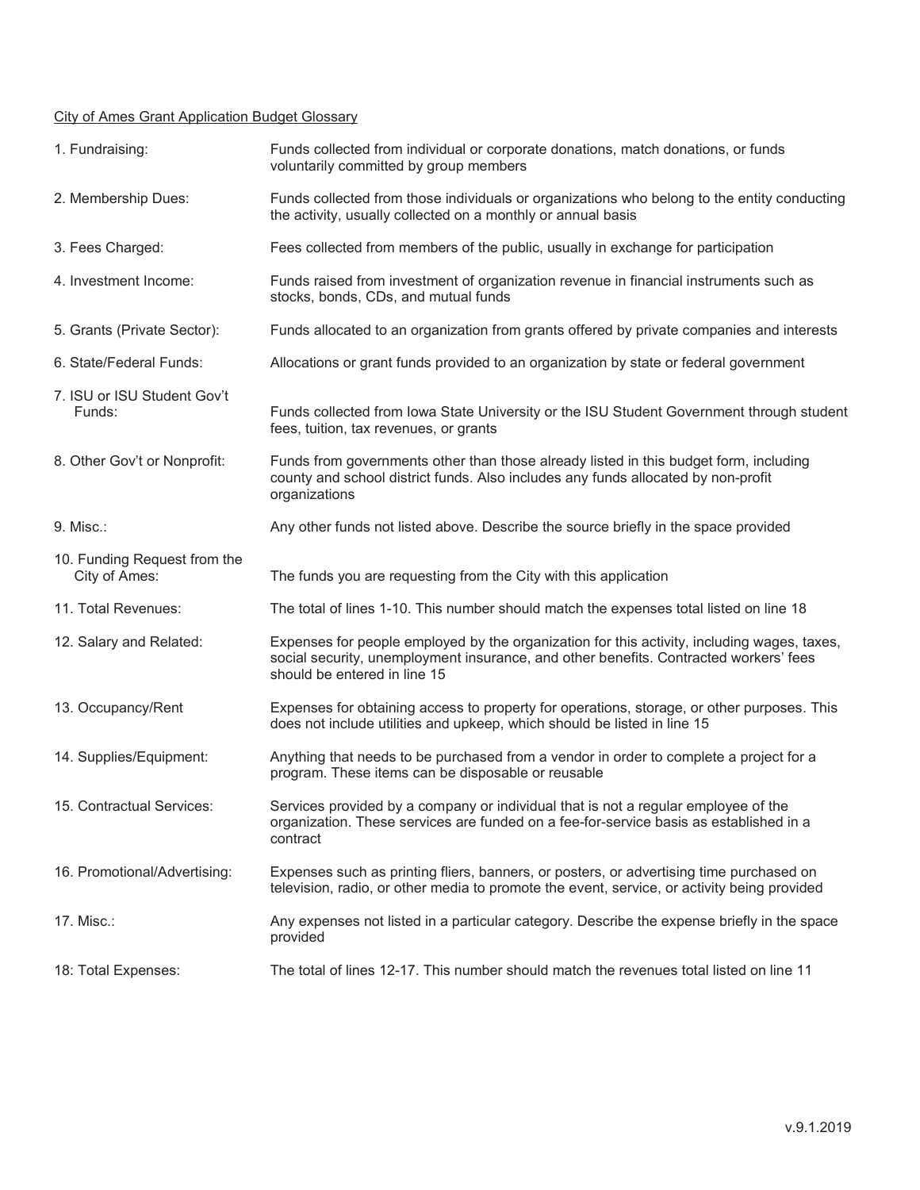City of Ames Grant Application Budget Glossary

| | |
|---|---|
| 1. Fundraising: | Funds collected from individual or corporate donations, match donations, or funds voluntarily committed by group members |
| 2. Membership Dues: | Funds collected from those individuals or organizations who belong to the entity conducting the activity, usually collected on a monthly or annual basis |
| 3. Fees Charged: | Fees collected from members of the public, usually in exchange for participation |
| 4. Investment Income: | Funds raised from investment of organization revenue in financial instruments such as stocks, bonds, CDs, and mutual funds |
| 5. Grants (Private Sector): | Funds allocated to an organization from grants offered by private companies and interests |
| 6. State/Federal Funds: | Allocations or grant funds provided to an organization by state or federal government |
| 7. ISU or ISU Student Gov't Funds: | Funds collected from Iowa State University or the ISU Student Government through student fees, tuition, tax revenues, or grants |
| 8. Other Gov't or Nonprofit: | Funds from governments other than those already listed in this budget form, including county and school district funds. Also includes any funds allocated by non-profit organizations |
| 9. Misc.: | Any other funds not listed above. Describe the source briefly in the space provided |
| 10. Funding Request from the City of Ames: | The funds you are requesting from the City with this application |
| 11. Total Revenues: | The total of lines 1-10. This number should match the expenses total listed on line 18 |
| 12. Salary and Related: | Expenses for people employed by the organization for this activity, including wages, taxes, social security, unemployment insurance, and other benefits. Contracted workers' fees should be entered in line 15 |
| 13. Occupancy/Rent | Expenses for obtaining access to property for operations, storage, or other purposes. This does not include utilities and upkeep, which should be listed in line 15 |
| 14. Supplies/Equipment: | Anything that needs to be purchased from a vendor in order to complete a project for a program. These items can be disposable or reusable |
| 15. Contractual Services: | Services provided by a company or individual that is not a regular employee of the organization. These services are funded on a fee-for-service basis as established in a contract |
| 16. Promotional/Advertising: | Expenses such as printing fliers, banners, or posters, or advertising time purchased on television, radio, or other media to promote the event, service, or activity being provided |
| 17. Misc.: | Any expenses not listed in a particular category. Describe the expense briefly in the space provided |
| 18: Total Expenses: | The total of lines 12-17. This number should match the revenues total listed on line 11 |

v.9.1.2019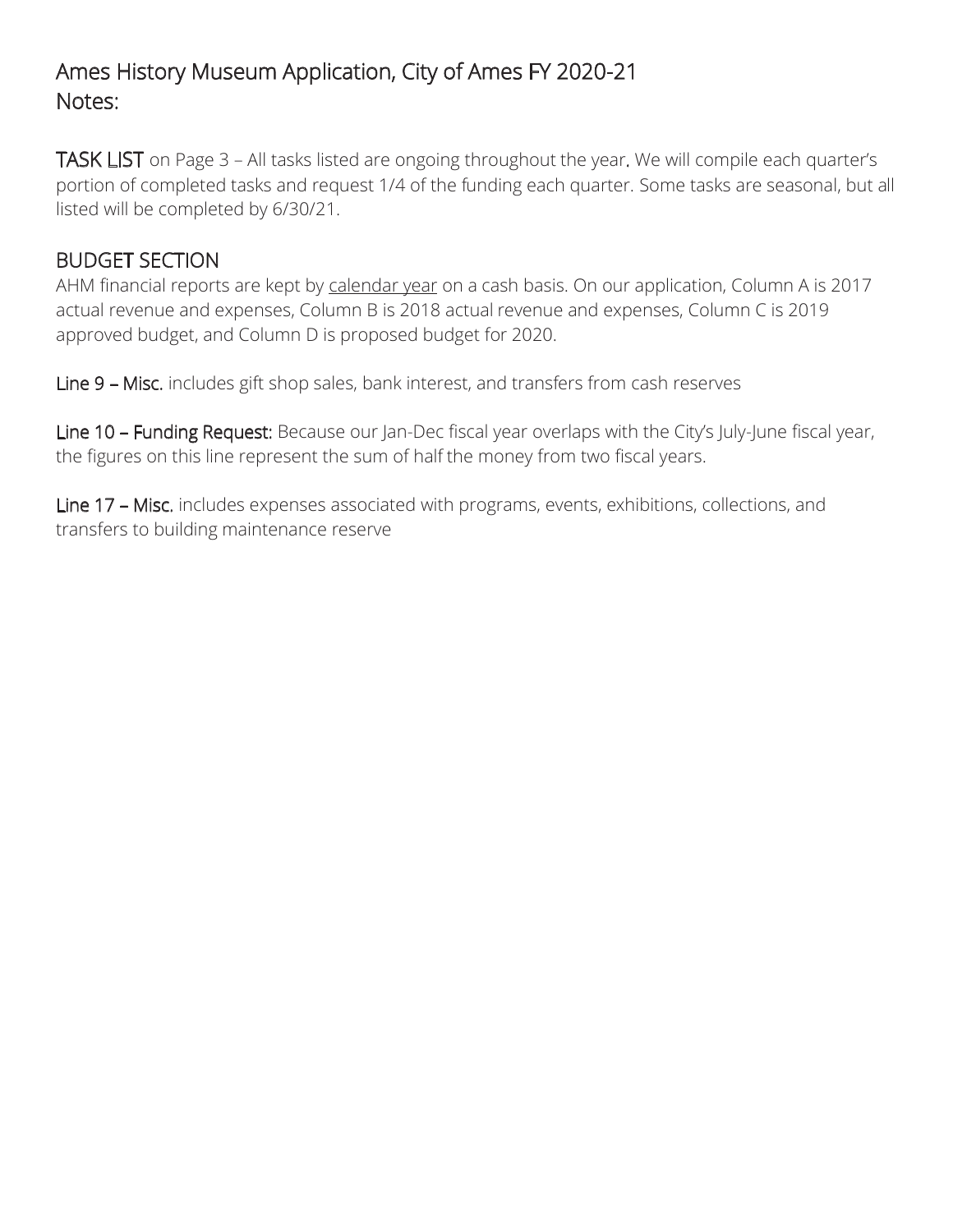# Ames History Museum Application, City of Ames FY 2020-21
# Notes:

**TASK LIST** on Page 3 – All tasks listed are ongoing throughout the year. We will compile each quarter's portion of completed tasks and request 1/4 of the funding each quarter. Some tasks are seasonal, but all listed will be completed by 6/30/21.

## BUDGET SECTION

AHM financial reports are kept by calendar year on a cash basis. On our application, Column A is 2017 actual revenue and expenses, Column B is 2018 actual revenue and expenses, Column C is 2019 approved budget, and Column D is proposed budget for 2020.

**Line 9 – Misc.** includes gift shop sales, bank interest, and transfers from cash reserves

**Line 10 – Funding Request:** Because our Jan-Dec fiscal year overlaps with the City's July-June fiscal year, the figures on this line represent the sum of half the money from two fiscal years.

**Line 17 – Misc.** includes expenses associated with programs, events, exhibitions, collections, and transfers to building maintenance reserve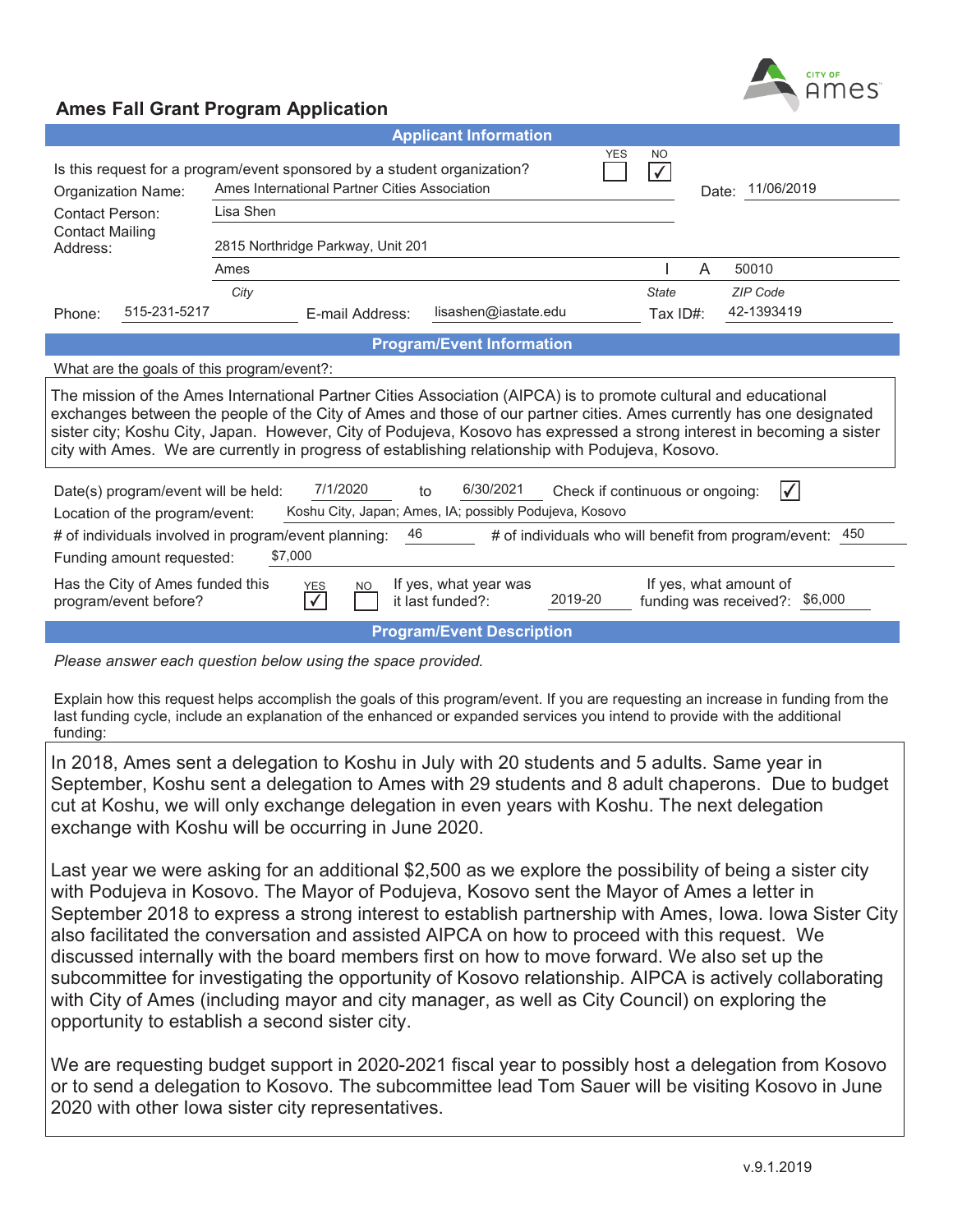# Ames Fall Grant Program Application

## Applicant Information

Is this request for a program/event sponsored by a student organization? YES ☐ NO ☑

**Organization Name:** Ames International Partner Cities Association

**Date:** 11/06/2019

**Contact Person:** Lisa Shen

**Contact Mailing Address:** 2815 Northridge Parkway, Unit 201

Ames (City), IA (State), 50010 (ZIP Code)

**Phone:** 515-231-5217 **E-mail Address:** lisashen@iastate.edu **Tax ID#:** 42-1393419

## Program/Event Information

What are the goals of this program/event?:

The mission of the Ames International Partner Cities Association (AIPCA) is to promote cultural and educational exchanges between the people of the City of Ames and those of our partner cities. Ames currently has one designated sister city; Koshu City, Japan. However, City of Podujeva, Kosovo has expressed a strong interest in becoming a sister city with Ames. We are currently in progress of establishing relationship with Podujeva, Kosovo.

**Date(s) program/event will be held:** 7/1/2020 to 6/30/2021 Check if continuous or ongoing: ☑

**Location of the program/event:** Koshu City, Japan; Ames, IA; possibly Podujeva, Kosovo

**# of individuals involved in program/event planning:** 46 **# of individuals who will benefit from program/event:** 450

**Funding amount requested:** $7,000

**Has the City of Ames funded this program/event before?** YES ☑ NO ☐ If yes, what year was it last funded?: 2019-20 If yes, what amount of funding was received?: $6,000

## Program/Event Description

*Please answer each question below using the space provided.*

Explain how this request helps accomplish the goals of this program/event. If you are requesting an increase in funding from the last funding cycle, include an explanation of the enhanced or expanded services you intend to provide with the additional funding:

In 2018, Ames sent a delegation to Koshu in July with 20 students and 5 adults. Same year in September, Koshu sent a delegation to Ames with 29 students and 8 adult chaperons. Due to budget cut at Koshu, we will only exchange delegation in even years with Koshu. The next delegation exchange with Koshu will be occurring in June 2020.

Last year we were asking for an additional $2,500 as we explore the possibility of being a sister city with Podujeva in Kosovo. The Mayor of Podujeva, Kosovo sent the Mayor of Ames a letter in September 2018 to express a strong interest to establish partnership with Ames, Iowa. Iowa Sister City also facilitated the conversation and assisted AIPCA on how to proceed with this request. We discussed internally with the board members first on how to move forward. We also set up the subcommittee for investigating the opportunity of Kosovo relationship. AIPCA is actively collaborating with City of Ames (including mayor and city manager, as well as City Council) on exploring the opportunity to establish a second sister city.

We are requesting budget support in 2020-2021 fiscal year to possibly host a delegation from Kosovo or to send a delegation to Kosovo. The subcommittee lead Tom Sauer will be visiting Kosovo in June 2020 with other Iowa sister city representatives.

v.9.1.2019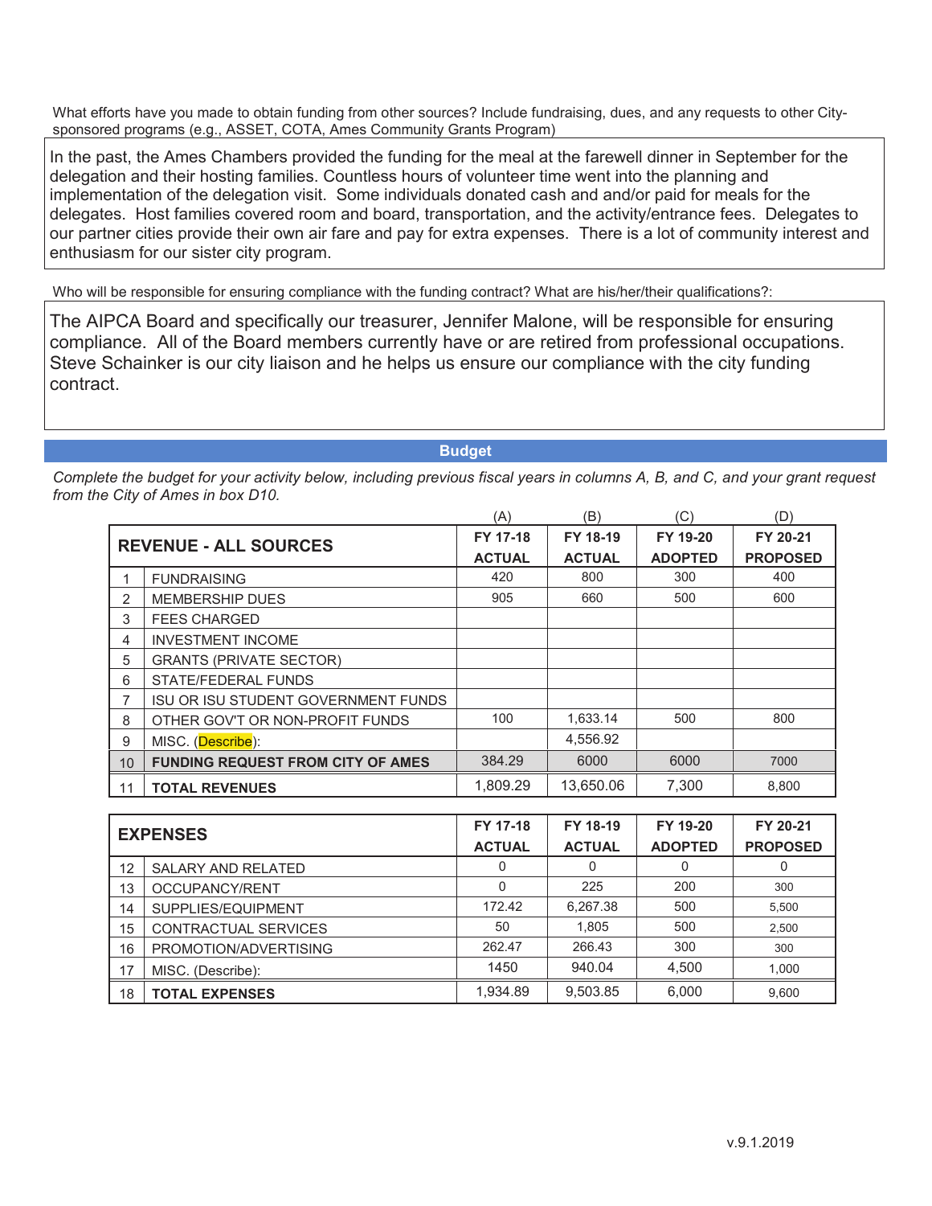What efforts have you made to obtain funding from other sources? Include fundraising, dues, and any requests to other City-sponsored programs (e.g., ASSET, COTA, Ames Community Grants Program)

In the past, the Ames Chambers provided the funding for the meal at the farewell dinner in September for the delegation and their hosting families. Countless hours of volunteer time went into the planning and implementation of the delegation visit. Some individuals donated cash and and/or paid for meals for the delegates. Host families covered room and board, transportation, and the activity/entrance fees. Delegates to our partner cities provide their own air fare and pay for extra expenses. There is a lot of community interest and enthusiasm for our sister city program.

Who will be responsible for ensuring compliance with the funding contract? What are his/her/their qualifications?:

The AIPCA Board and specifically our treasurer, Jennifer Malone, will be responsible for ensuring compliance. All of the Board members currently have or are retired from professional occupations. Steve Schainker is our city liaison and he helps us ensure our compliance with the city funding contract.

## Budget

*Complete the budget for your activity below, including previous fiscal years in columns A, B, and C, and your grant request from the City of Ames in box D10.*

| | | (A) | (B) | (C) | (D) |
|---|---|---|---|---|---|
| | **REVENUE - ALL SOURCES** | **FY 17-18 ACTUAL** | **FY 18-19 ACTUAL** | **FY 19-20 ADOPTED** | **FY 20-21 PROPOSED** |
| 1 | FUNDRAISING | 420 | 800 | 300 | 400 |
| 2 | MEMBERSHIP DUES | 905 | 660 | 500 | 600 |
| 3 | FEES CHARGED | | | | |
| 4 | INVESTMENT INCOME | | | | |
| 5 | GRANTS (PRIVATE SECTOR) | | | | |
| 6 | STATE/FEDERAL FUNDS | | | | |
| 7 | ISU OR ISU STUDENT GOVERNMENT FUNDS | | | | |
| 8 | OTHER GOV'T OR NON-PROFIT FUNDS | 100 | 1,633.14 | 500 | 800 |
| 9 | MISC. (Describe): | | 4,556.92 | | |
| 10 | **FUNDING REQUEST FROM CITY OF AMES** | 384.29 | 6000 | 6000 | 7000 |
| 11 | **TOTAL REVENUES** | 1,809.29 | 13,650.06 | 7,300 | 8,800 |

| | **EXPENSES** | **FY 17-18 ACTUAL** | **FY 18-19 ACTUAL** | **FY 19-20 ADOPTED** | **FY 20-21 PROPOSED** |
|---|---|---|---|---|---|
| 12 | SALARY AND RELATED | 0 | 0 | 0 | 0 |
| 13 | OCCUPANCY/RENT | 0 | 225 | 200 | 300 |
| 14 | SUPPLIES/EQUIPMENT | 172.42 | 6,267.38 | 500 | 5,500 |
| 15 | CONTRACTUAL SERVICES | 50 | 1,805 | 500 | 2,500 |
| 16 | PROMOTION/ADVERTISING | 262.47 | 266.43 | 300 | 300 |
| 17 | MISC. (Describe): | 1450 | 940.04 | 4,500 | 1,000 |
| 18 | **TOTAL EXPENSES** | 1,934.89 | 9,503.85 | 6,000 | 9,600 |

v.9.1.2019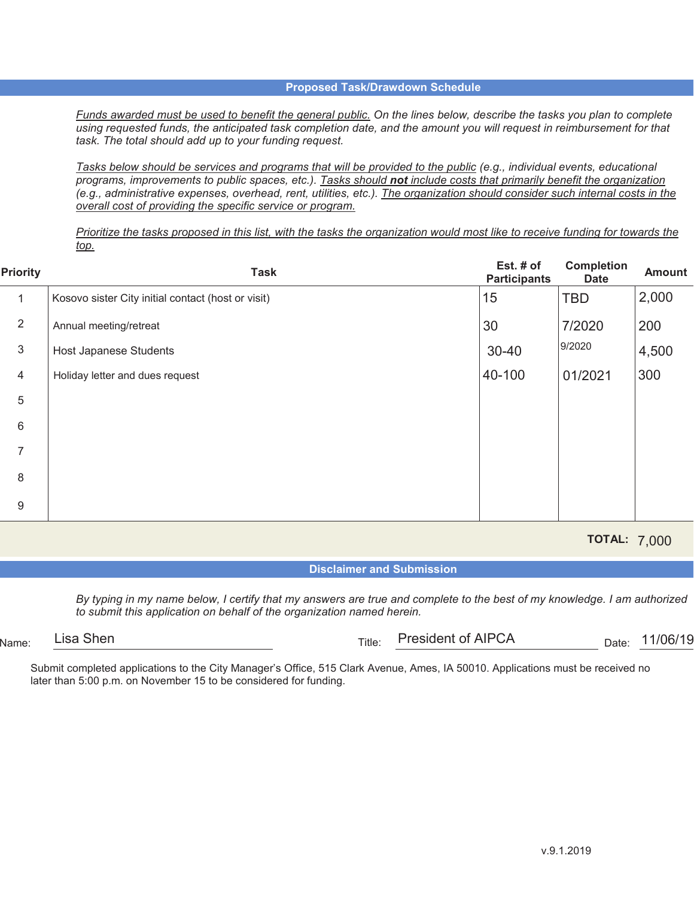## Proposed Task/Drawdown Schedule

*Funds awarded must be used to benefit the general public. On the lines below, describe the tasks you plan to complete using requested funds, the anticipated task completion date, and the amount you will request in reimbursement for that task. The total should add up to your funding request.*

*Tasks below should be services and programs that will be provided to the public (e.g., individual events, educational programs, improvements to public spaces, etc.). Tasks should **not** include costs that primarily benefit the organization (e.g., administrative expenses, overhead, rent, utilities, etc.). The organization should consider such internal costs in the overall cost of providing the specific service or program.*

*Prioritize the tasks proposed in this list, with the tasks the organization would most like to receive funding for towards the top.*

| Priority | Task | Est. # of Participants | Completion Date | Amount |
|---|---|---|---|---|
| 1 | Kosovo sister City initial contact (host or visit) | 15 | TBD | 2,000 |
| 2 | Annual meeting/retreat | 30 | 7/2020 | 200 |
| 3 | Host Japanese Students | 30-40 | 9/2020 | 4,500 |
| 4 | Holiday letter and dues request | 40-100 | 01/2021 | 300 |
| 5 | | | | |
| 6 | | | | |
| 7 | | | | |
| 8 | | | | |
| 9 | | | | |
| | | | **TOTAL:** | 7,000 |

## Disclaimer and Submission

*By typing in my name below, I certify that my answers are true and complete to the best of my knowledge. I am authorized to submit this application on behalf of the organization named herein.*

Name: Lisa Shen Title: President of AIPCA Date: 11/06/19

Submit completed applications to the City Manager's Office, 515 Clark Avenue, Ames, IA 50010. Applications must be received no later than 5:00 p.m. on November 15 to be considered for funding.

v.9.1.2019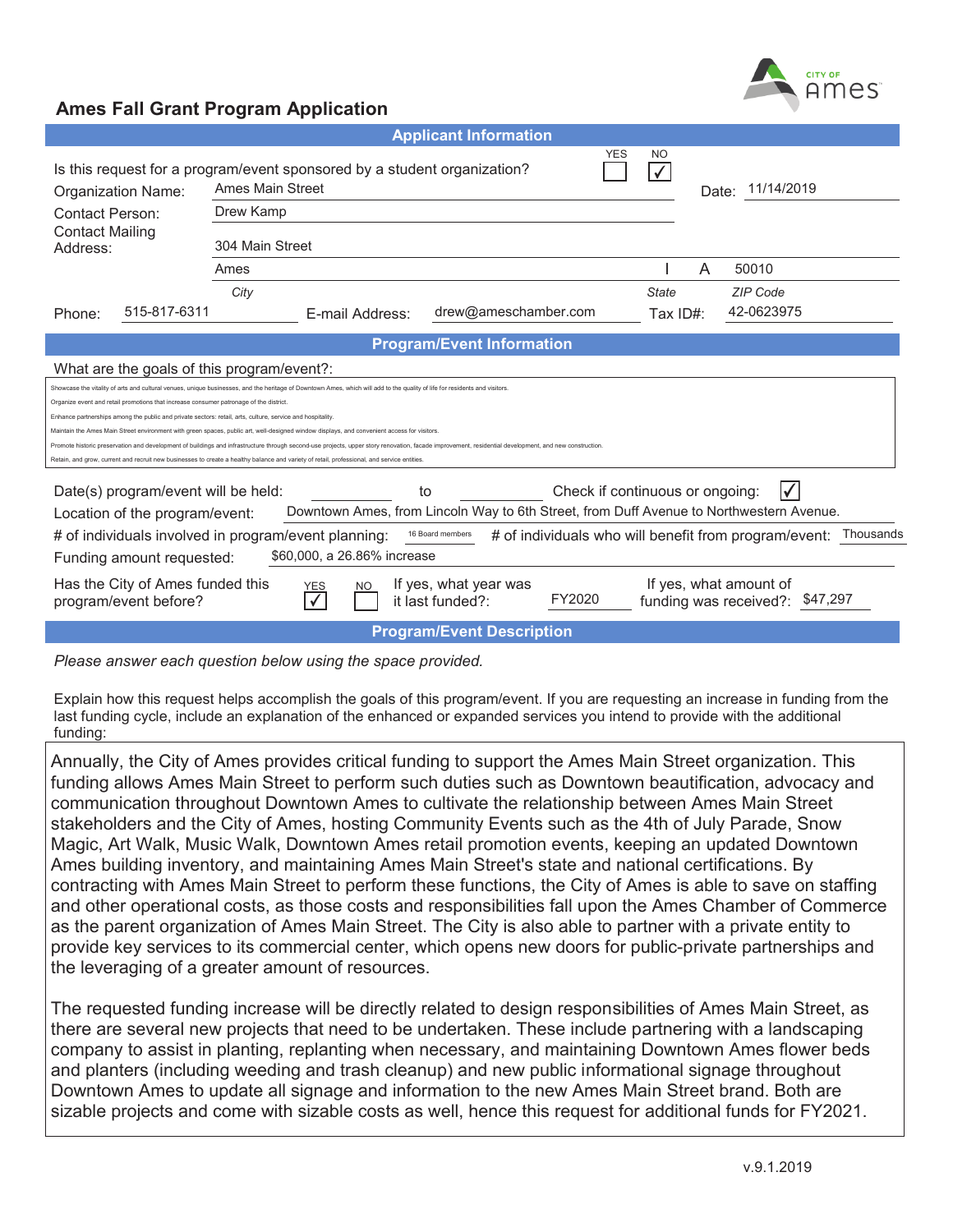CITY OF Ames

# Ames Fall Grant Program Application

## Applicant Information

Is this request for a program/event sponsored by a student organization? YES ☐ NO ☑

Organization Name: Ames Main Street

Date: 11/14/2019

Contact Person: Drew Kamp

Contact Mailing Address: 304 Main Street

Ames (City) — I A (State) — 50010 (ZIP Code)

Phone: 515-817-6311

E-mail Address: drew@ameschamber.com

Tax ID#: 42-0623975

## Program/Event Information

What are the goals of this program/event?:

Showcase the vitality of arts and cultural venues, unique businesses, and the heritage of Downtown Ames, which will add to the quality of life for residents and visitors.
Organize event and retail promotions that increase consumer patronage of the district.
Enhance partnerships among the public and private sectors: retail, arts, culture, service and hospitality.
Maintain the Ames Main Street environment with green spaces, public art, well-designed window displays, and convenient access for visitors.
Promote historic preservation and development of buildings and infrastructure through second-use projects, upper story renovation, facade improvement, residential development, and new construction.
Retain, and grow, current and recruit new businesses to create a healthy balance and variety of retail, professional, and service entities.

Date(s) program/event will be held: ______ to ______

Check if continuous or ongoing: ☑

Location of the program/event: Downtown Ames, from Lincoln Way to 6th Street, from Duff Avenue to Northwestern Avenue.

# of individuals involved in program/event planning: 16 Board members

# of individuals who will benefit from program/event: Thousands

Funding amount requested: $60,000, a 26.86% increase

Has the City of Ames funded this program/event before? YES ☑ NO ☐

If yes, what year was it last funded?: FY2020

If yes, what amount of funding was received?: $47,297

## Program/Event Description

*Please answer each question below using the space provided.*

Explain how this request helps accomplish the goals of this program/event. If you are requesting an increase in funding from the last funding cycle, include an explanation of the enhanced or expanded services you intend to provide with the additional funding:

Annually, the City of Ames provides critical funding to support the Ames Main Street organization. This funding allows Ames Main Street to perform such duties such as Downtown beautification, advocacy and communication throughout Downtown Ames to cultivate the relationship between Ames Main Street stakeholders and the City of Ames, hosting Community Events such as the 4th of July Parade, Snow Magic, Art Walk, Music Walk, Downtown Ames retail promotion events, keeping an updated Downtown Ames building inventory, and maintaining Ames Main Street's state and national certifications. By contracting with Ames Main Street to perform these functions, the City of Ames is able to save on staffing and other operational costs, as those costs and responsibilities fall upon the Ames Chamber of Commerce as the parent organization of Ames Main Street. The City is also able to partner with a private entity to provide key services to its commercial center, which opens new doors for public-private partnerships and the leveraging of a greater amount of resources.

The requested funding increase will be directly related to design responsibilities of Ames Main Street, as there are several new projects that need to be undertaken. These include partnering with a landscaping company to assist in planting, replanting when necessary, and maintaining Downtown Ames flower beds and planters (including weeding and trash cleanup) and new public informational signage throughout Downtown Ames to update all signage and information to the new Ames Main Street brand. Both are sizable projects and come with sizable costs as well, hence this request for additional funds for FY2021.

v.9.1.2019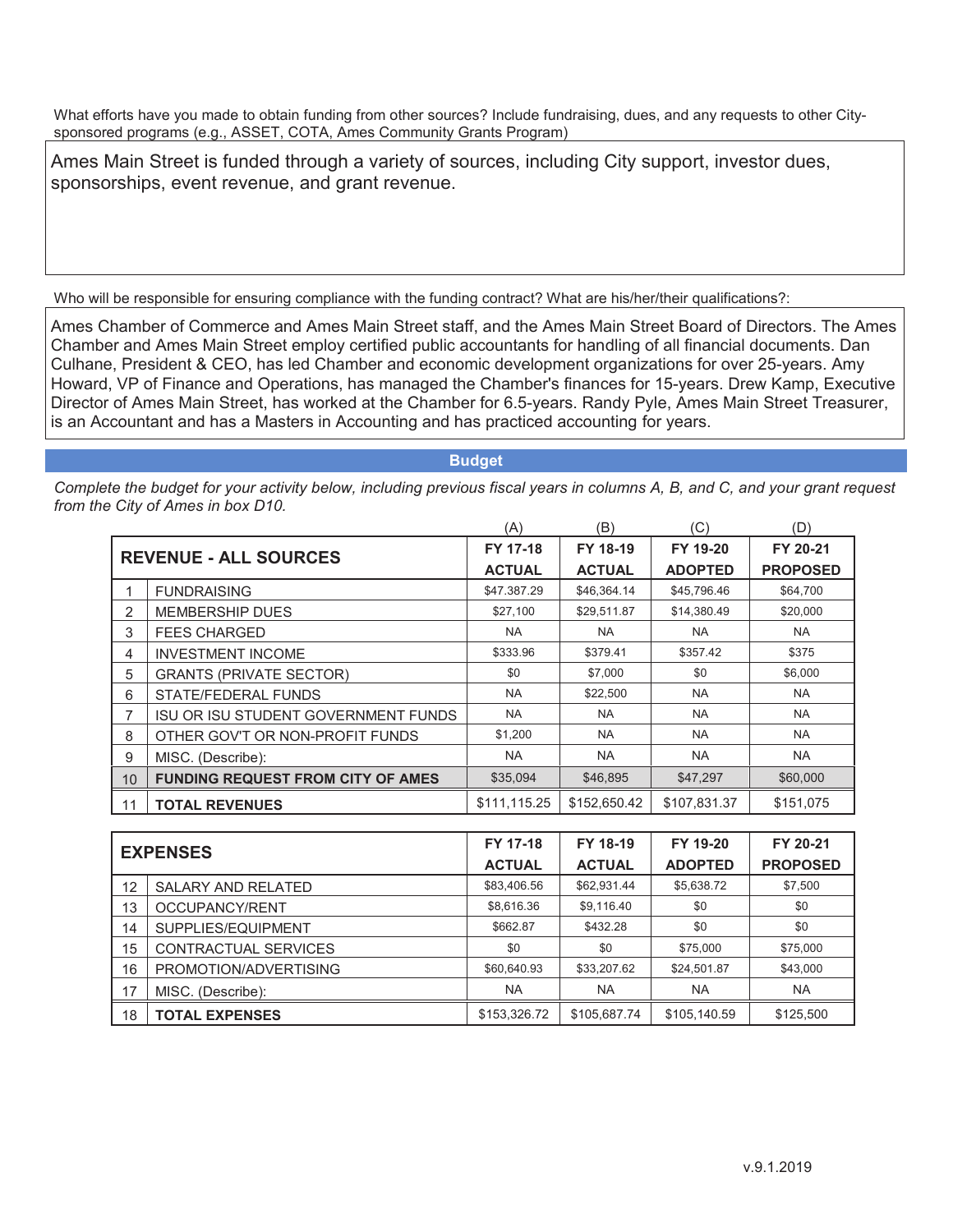What efforts have you made to obtain funding from other sources? Include fundraising, dues, and any requests to other City-sponsored programs (e.g., ASSET, COTA, Ames Community Grants Program)

Ames Main Street is funded through a variety of sources, including City support, investor dues, sponsorships, event revenue, and grant revenue.

Who will be responsible for ensuring compliance with the funding contract? What are his/her/their qualifications?:

Ames Chamber of Commerce and Ames Main Street staff, and the Ames Main Street Board of Directors. The Ames Chamber and Ames Main Street employ certified public accountants for handling of all financial documents. Dan Culhane, President & CEO, has led Chamber and economic development organizations for over 25-years. Amy Howard, VP of Finance and Operations, has managed the Chamber's finances for 15-years. Drew Kamp, Executive Director of Ames Main Street, has worked at the Chamber for 6.5-years. Randy Pyle, Ames Main Street Treasurer, is an Accountant and has a Masters in Accounting and has practiced accounting for years.

## Budget

*Complete the budget for your activity below, including previous fiscal years in columns A, B, and C, and your grant request from the City of Ames in box D10.*

| | | (A) | (B) | (C) | (D) |
|---|---|---|---|---|---|
| **REVENUE - ALL SOURCES** | | **FY 17-18 ACTUAL** | **FY 18-19 ACTUAL** | **FY 19-20 ADOPTED** | **FY 20-21 PROPOSED** |
| 1 | FUNDRAISING | $47.387.29 | $46,364.14 | $45,796.46 | $64,700 |
| 2 | MEMBERSHIP DUES | $27,100 | $29,511.87 | $14,380.49 | $20,000 |
| 3 | FEES CHARGED | NA | NA | NA | NA |
| 4 | INVESTMENT INCOME | $333.96 | $379.41 | $357.42 | $375 |
| 5 | GRANTS (PRIVATE SECTOR) | $0 | $7,000 | $0 | $6,000 |
| 6 | STATE/FEDERAL FUNDS | NA | $22,500 | NA | NA |
| 7 | ISU OR ISU STUDENT GOVERNMENT FUNDS | NA | NA | NA | NA |
| 8 | OTHER GOV'T OR NON-PROFIT FUNDS | $1,200 | NA | NA | NA |
| 9 | MISC. (Describe): | NA | NA | NA | NA |
| 10 | **FUNDING REQUEST FROM CITY OF AMES** | $35,094 | $46,895 | $47,297 | $60,000 |
| 11 | **TOTAL REVENUES** | $111,115.25 | $152,650.42 | $107,831.37 | $151,075 |

| **EXPENSES** | | **FY 17-18 ACTUAL** | **FY 18-19 ACTUAL** | **FY 19-20 ADOPTED** | **FY 20-21 PROPOSED** |
|---|---|---|---|---|---|
| 12 | SALARY AND RELATED | $83,406.56 | $62,931.44 | $5,638.72 | $7,500 |
| 13 | OCCUPANCY/RENT | $8,616.36 | $9,116.40 | $0 | $0 |
| 14 | SUPPLIES/EQUIPMENT | $662.87 | $432.28 | $0 | $0 |
| 15 | CONTRACTUAL SERVICES | $0 | $0 | $75,000 | $75,000 |
| 16 | PROMOTION/ADVERTISING | $60,640.93 | $33,207.62 | $24,501.87 | $43,000 |
| 17 | MISC. (Describe): | NA | NA | NA | NA |
| 18 | **TOTAL EXPENSES** | $153,326.72 | $105,687.74 | $105,140.59 | $125,500 |

v.9.1.2019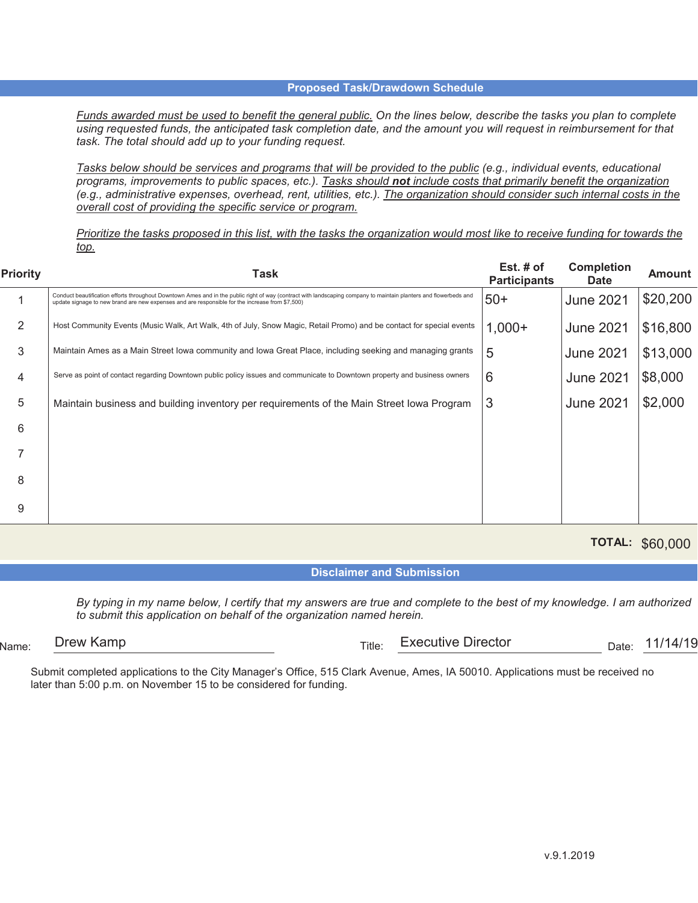## Proposed Task/Drawdown Schedule

*<u>Funds awarded must be used to benefit the general public.</u> On the lines below, describe the tasks you plan to complete using requested funds, the anticipated task completion date, and the amount you will request in reimbursement for that task. The total should add up to your funding request.*

*<u>Tasks below should be services and programs that will be provided to the public</u> (e.g., individual events, educational programs, improvements to public spaces, etc.). <u>Tasks should **not** include costs that primarily benefit the organization</u> (e.g., administrative expenses, overhead, rent, utilities, etc.). <u>The organization should consider such internal costs in the overall cost of providing the specific service or program.</u>*

*<u>Prioritize the tasks proposed in this list, with the tasks the organization would most like to receive funding for towards the top.</u>*

| Priority | Task | Est. # of Participants | Completion Date | Amount |
|---|---|---|---|---|
| 1 | Conduct beautification efforts throughout Downtown Ames and in the public right of way (contract with landscaping company to maintain planters and flowerbeds and update signage to new brand are new expenses and are responsible for the increase from $7,500) | 50+ | June 2021 | $20,200 |
| 2 | Host Community Events (Music Walk, Art Walk, 4th of July, Snow Magic, Retail Promo) and be contact for special events | 1,000+ | June 2021 | $16,800 |
| 3 | Maintain Ames as a Main Street Iowa community and Iowa Great Place, including seeking and managing grants | 5 | June 2021 | $13,000 |
| 4 | Serve as point of contact regarding Downtown public policy issues and communicate to Downtown property and business owners | 6 | June 2021 | $8,000 |
| 5 | Maintain business and building inventory per requirements of the Main Street Iowa Program | 3 | June 2021 | $2,000 |
| 6 | | | | |
| 7 | | | | |
| 8 | | | | |
| 9 | | | | |
| | | | **TOTAL:** | $60,000 |

## Disclaimer and Submission

*By typing in my name below, I certify that my answers are true and complete to the best of my knowledge. I am authorized to submit this application on behalf of the organization named herein.*

Name: Drew Kamp Title: Executive Director Date: 11/14/19

Submit completed applications to the City Manager's Office, 515 Clark Avenue, Ames, IA 50010. Applications must be received no later than 5:00 p.m. on November 15 to be considered for funding.

v.9.1.2019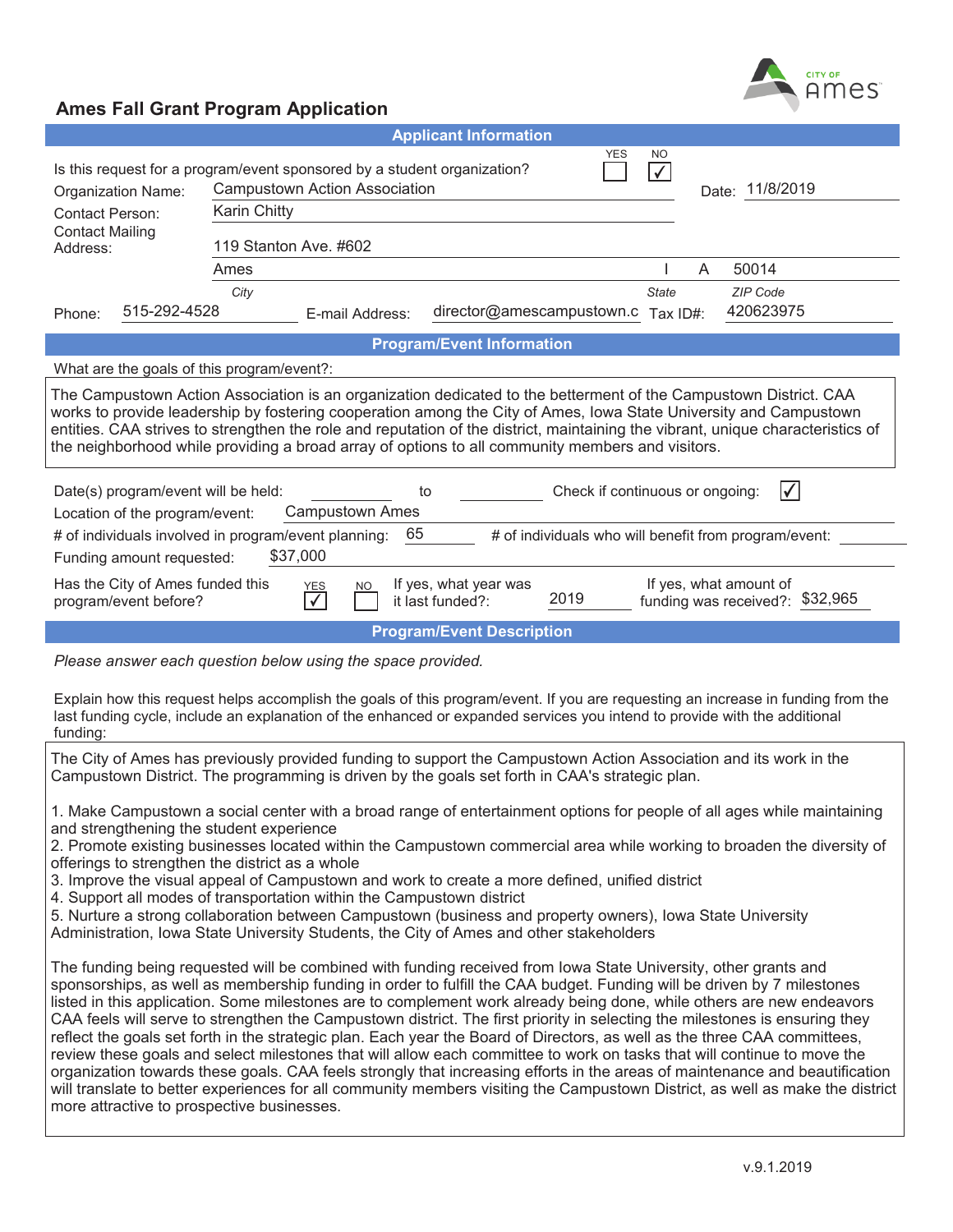# Ames Fall Grant Program Application

## Applicant Information

Is this request for a program/event sponsored by a student organization? YES ☐ NO ☑

Organization Name: Campustown Action Association

Date: 11/8/2019

Contact Person: Karin Chitty

Contact Mailing Address: 119 Stanton Ave. #602

Ames (City) I A (State) 50014 (ZIP Code)

Phone: 515-292-4528

E-mail Address: director@amescampustown.c

Tax ID#: 420623975

## Program/Event Information

What are the goals of this program/event?:

The Campustown Action Association is an organization dedicated to the betterment of the Campustown District. CAA works to provide leadership by fostering cooperation among the City of Ames, Iowa State University and Campustown entities. CAA strives to strengthen the role and reputation of the district, maintaining the vibrant, unique characteristics of the neighborhood while providing a broad array of options to all community members and visitors.

Date(s) program/event will be held: __________ to __________

Check if continuous or ongoing: ☑

Location of the program/event: Campustown Ames

# of individuals involved in program/event planning: 65

# of individuals who will benefit from program/event: __________

Funding amount requested: $37,000

Has the City of Ames funded this program/event before? YES ☑ NO ☐

If yes, what year was it last funded?: 2019

If yes, what amount of funding was received?: $32,965

## Program/Event Description

*Please answer each question below using the space provided.*

Explain how this request helps accomplish the goals of this program/event. If you are requesting an increase in funding from the last funding cycle, include an explanation of the enhanced or expanded services you intend to provide with the additional funding:

The City of Ames has previously provided funding to support the Campustown Action Association and its work in the Campustown District. The programming is driven by the goals set forth in CAA's strategic plan.

1. Make Campustown a social center with a broad range of entertainment options for people of all ages while maintaining and strengthening the student experience
2. Promote existing businesses located within the Campustown commercial area while working to broaden the diversity of offerings to strengthen the district as a whole
3. Improve the visual appeal of Campustown and work to create a more defined, unified district
4. Support all modes of transportation within the Campustown district
5. Nurture a strong collaboration between Campustown (business and property owners), Iowa State University Administration, Iowa State University Students, the City of Ames and other stakeholders

The funding being requested will be combined with funding received from Iowa State University, other grants and sponsorships, as well as membership funding in order to fulfill the CAA budget. Funding will be driven by 7 milestones listed in this application. Some milestones are to complement work already being done, while others are new endeavors CAA feels will serve to strengthen the Campustown district. The first priority in selecting the milestones is ensuring they reflect the goals set forth in the strategic plan. Each year the Board of Directors, as well as the three CAA committees, review these goals and select milestones that will allow each committee to work on tasks that will continue to move the organization towards these goals. CAA feels strongly that increasing efforts in the areas of maintenance and beautification will translate to better experiences for all community members visiting the Campustown District, as well as make the district more attractive to prospective businesses.

v.9.1.2019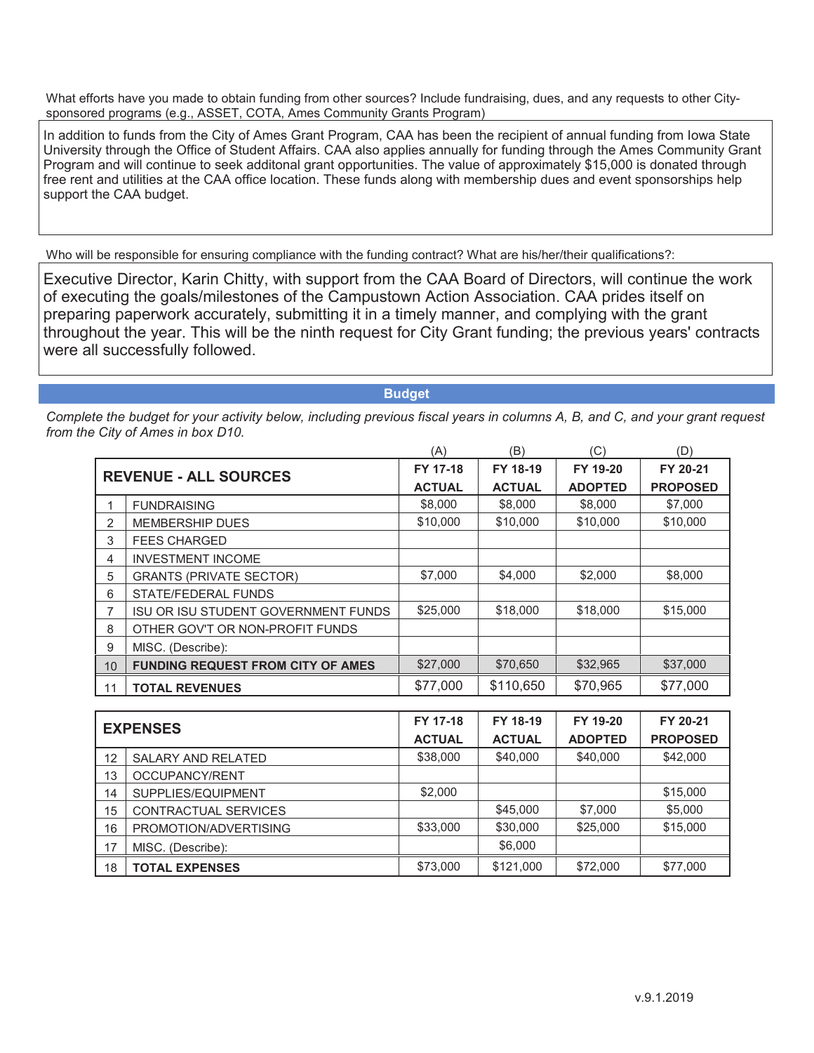What efforts have you made to obtain funding from other sources? Include fundraising, dues, and any requests to other City-sponsored programs (e.g., ASSET, COTA, Ames Community Grants Program)

In addition to funds from the City of Ames Grant Program, CAA has been the recipient of annual funding from Iowa State University through the Office of Student Affairs. CAA also applies annually for funding through the Ames Community Grant Program and will continue to seek additonal grant opportunities. The value of approximately $15,000 is donated through free rent and utilities at the CAA office location. These funds along with membership dues and event sponsorships help support the CAA budget.

Who will be responsible for ensuring compliance with the funding contract? What are his/her/their qualifications?:

Executive Director, Karin Chitty, with support from the CAA Board of Directors, will continue the work of executing the goals/milestones of the Campustown Action Association. CAA prides itself on preparing paperwork accurately, submitting it in a timely manner, and complying with the grant throughout the year. This will be the ninth request for City Grant funding; the previous years' contracts were all successfully followed.

## Budget

*Complete the budget for your activity below, including previous fiscal years in columns A, B, and C, and your grant request from the City of Ames in box D10.*

| | REVENUE - ALL SOURCES | (A) FY 17-18 ACTUAL | (B) FY 18-19 ACTUAL | (C) FY 19-20 ADOPTED | (D) FY 20-21 PROPOSED |
|---|---|---|---|---|---|
| 1 | FUNDRAISING | $8,000 | $8,000 | $8,000 | $7,000 |
| 2 | MEMBERSHIP DUES | $10,000 | $10,000 | $10,000 | $10,000 |
| 3 | FEES CHARGED | | | | |
| 4 | INVESTMENT INCOME | | | | |
| 5 | GRANTS (PRIVATE SECTOR) | $7,000 | $4,000 | $2,000 | $8,000 |
| 6 | STATE/FEDERAL FUNDS | | | | |
| 7 | ISU OR ISU STUDENT GOVERNMENT FUNDS | $25,000 | $18,000 | $18,000 | $15,000 |
| 8 | OTHER GOV'T OR NON-PROFIT FUNDS | | | | |
| 9 | MISC. (Describe): | | | | |
| 10 | **FUNDING REQUEST FROM CITY OF AMES** | $27,000 | $70,650 | $32,965 | $37,000 |
| 11 | **TOTAL REVENUES** | $77,000 | $110,650 | $70,965 | $77,000 |

| | EXPENSES | FY 17-18 ACTUAL | FY 18-19 ACTUAL | FY 19-20 ADOPTED | FY 20-21 PROPOSED |
|---|---|---|---|---|---|
| 12 | SALARY AND RELATED | $38,000 | $40,000 | $40,000 | $42,000 |
| 13 | OCCUPANCY/RENT | | | | |
| 14 | SUPPLIES/EQUIPMENT | $2,000 | | | $15,000 |
| 15 | CONTRACTUAL SERVICES | | $45,000 | $7,000 | $5,000 |
| 16 | PROMOTION/ADVERTISING | $33,000 | $30,000 | $25,000 | $15,000 |
| 17 | MISC. (Describe): | | $6,000 | | |
| 18 | **TOTAL EXPENSES** | $73,000 | $121,000 | $72,000 | $77,000 |

v.9.1.2019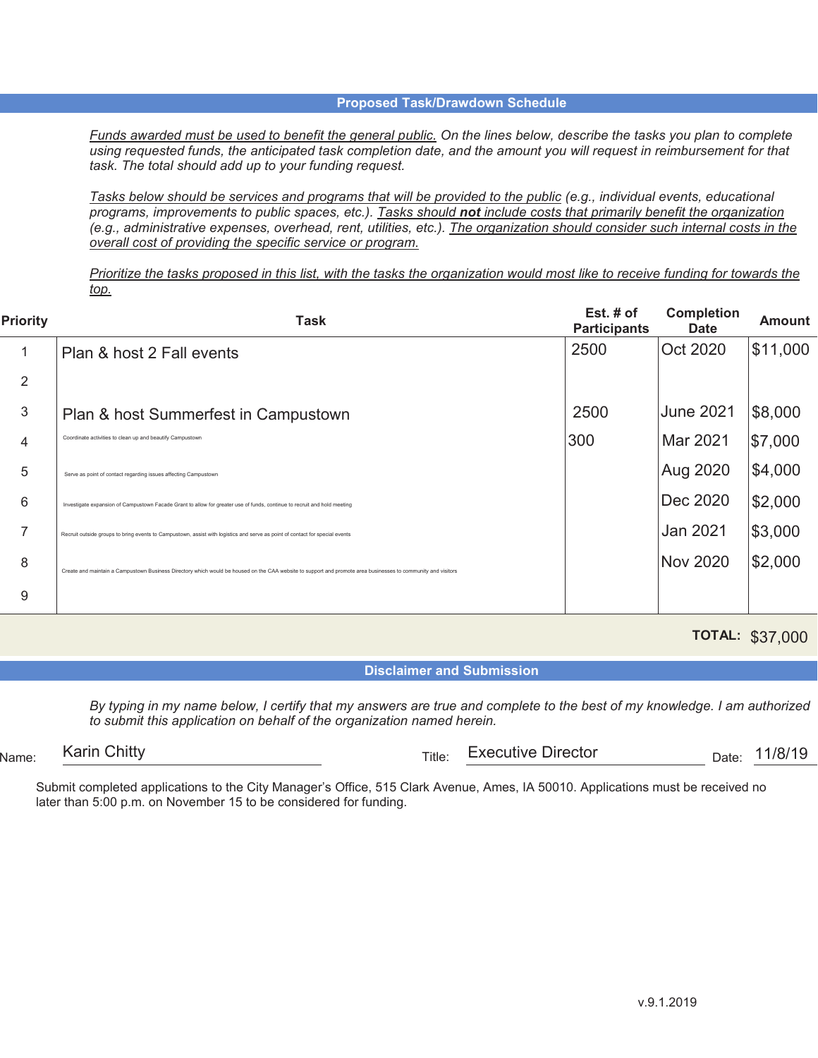## Proposed Task/Drawdown Schedule

*<u>Funds awarded must be used to benefit the general public.</u> On the lines below, describe the tasks you plan to complete using requested funds, the anticipated task completion date, and the amount you will request in reimbursement for that task. The total should add up to your funding request.*

*<u>Tasks below should be services and programs that will be provided to the public</u> (e.g., individual events, educational programs, improvements to public spaces, etc.). <u>Tasks should **not** include costs that primarily benefit the organization</u> (e.g., administrative expenses, overhead, rent, utilities, etc.). <u>The organization should consider such internal costs in the overall cost of providing the specific service or program.</u>*

*<u>Prioritize the tasks proposed in this list, with the tasks the organization would most like to receive funding for towards the top.</u>*

| Priority | Task | Est. # of Participants | Completion Date | Amount |
|---|---|---|---|---|
| 1 | Plan & host 2 Fall events | 2500 | Oct 2020 | $11,000 |
| 2 | | | | |
| 3 | Plan & host Summerfest in Campustown | 2500 | June 2021 | $8,000 |
| 4 | Coordinate activities to clean up and beautify Campustown | 300 | Mar 2021 | $7,000 |
| 5 | Serve as point of contact regarding issues affecting Campustown | | Aug 2020 | $4,000 |
| 6 | Investigate expansion of Campustown Facade Grant to allow for greater use of funds, continue to recruit and hold meeting | | Dec 2020 | $2,000 |
| 7 | Recruit outside groups to bring events to Campustown, assist with logistics and serve as point of contact for special events | | Jan 2021 | $3,000 |
| 8 | Create and maintain a Campustown Business Directory which would be housed on the CAA website to support and promote area businesses to community and visitors | | Nov 2020 | $2,000 |
| 9 | | | | |
| | | | **TOTAL:** | $37,000 |

## Disclaimer and Submission

*By typing in my name below, I certify that my answers are true and complete to the best of my knowledge. I am authorized to submit this application on behalf of the organization named herein.*

Name: Karin Chitty  Title: Executive Director  Date: 11/8/19

Submit completed applications to the City Manager's Office, 515 Clark Avenue, Ames, IA 50010. Applications must be received no later than 5:00 p.m. on November 15 to be considered for funding.

v.9.1.2019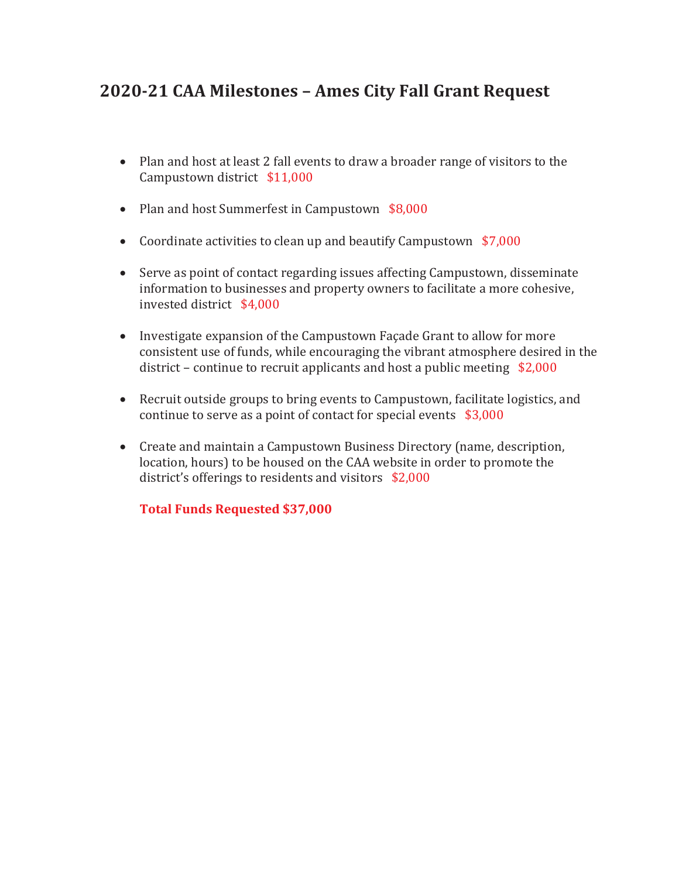# 2020-21 CAA Milestones – Ames City Fall Grant Request

- Plan and host at least 2 fall events to draw a broader range of visitors to the Campustown district $11,000
- Plan and host Summerfest in Campustown $8,000
- Coordinate activities to clean up and beautify Campustown $7,000
- Serve as point of contact regarding issues affecting Campustown, disseminate information to businesses and property owners to facilitate a more cohesive, invested district $4,000
- Investigate expansion of the Campustown Façade Grant to allow for more consistent use of funds, while encouraging the vibrant atmosphere desired in the district – continue to recruit applicants and host a public meeting $2,000
- Recruit outside groups to bring events to Campustown, facilitate logistics, and continue to serve as a point of contact for special events $3,000
- Create and maintain a Campustown Business Directory (name, description, location, hours) to be housed on the CAA website in order to promote the district's offerings to residents and visitors $2,000

**Total Funds Requested $37,000**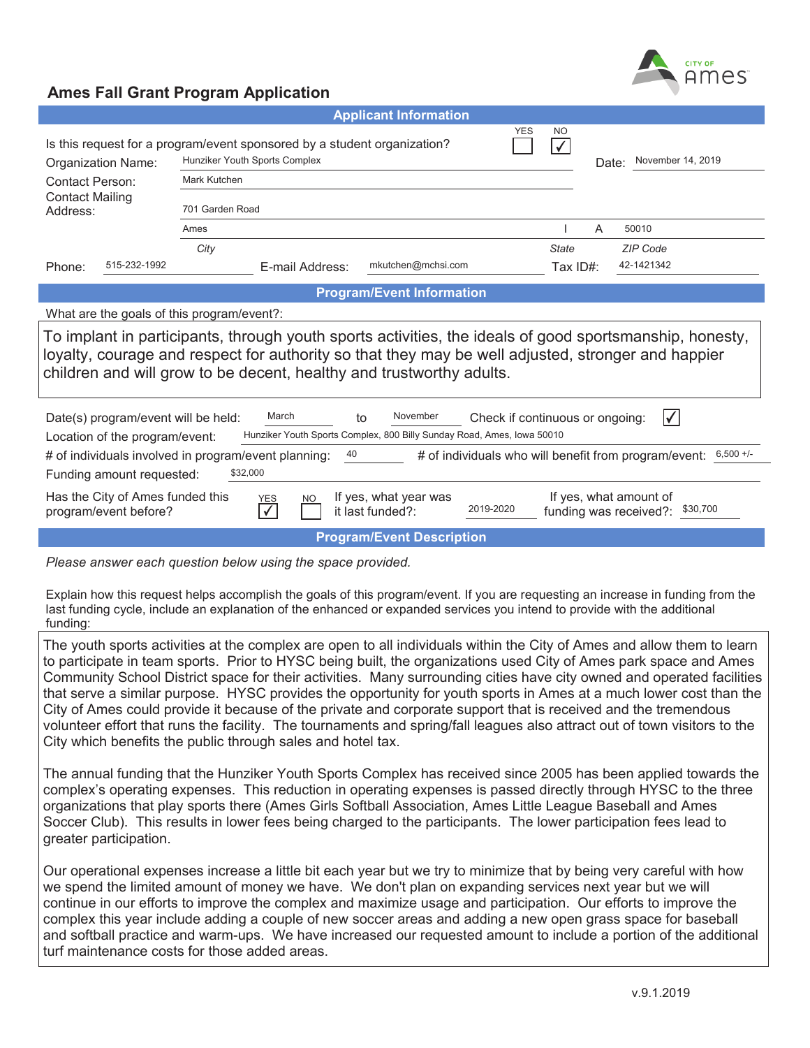# Ames Fall Grant Program Application

## Applicant Information

Is this request for a program/event sponsored by a student organization? YES ☐ NO ☑

Organization Name: Hunziker Youth Sports Complex

Date: November 14, 2019

Contact Person: Mark Kutchen

Contact Mailing Address: 701 Garden Road

| City | State | ZIP Code |
|---|---|---|
| Ames | IA | 50010 |

Phone: 515-232-1992

E-mail Address: mkutchen@mchsi.com

Tax ID#: 42-1421342

## Program/Event Information

What are the goals of this program/event?:

To implant in participants, through youth sports activities, the ideals of good sportsmanship, honesty, loyalty, courage and respect for authority so that they may be well adjusted, stronger and happier children and will grow to be decent, healthy and trustworthy adults.

Date(s) program/event will be held: March to November

Check if continuous or ongoing: ☑

Location of the program/event: Hunziker Youth Sports Complex, 800 Billy Sunday Road, Ames, Iowa 50010

\# of individuals involved in program/event planning: 40

\# of individuals who will benefit from program/event: 6,500 +/-

Funding amount requested: $32,000

Has the City of Ames funded this program/event before? YES ☑ NO ☐

If yes, what year was it last funded?: 2019-2020

If yes, what amount of funding was received?: $30,700

## Program/Event Description

*Please answer each question below using the space provided.*

Explain how this request helps accomplish the goals of this program/event. If you are requesting an increase in funding from the last funding cycle, include an explanation of the enhanced or expanded services you intend to provide with the additional funding:

The youth sports activities at the complex are open to all individuals within the City of Ames and allow them to learn to participate in team sports. Prior to HYSC being built, the organizations used City of Ames park space and Ames Community School District space for their activities. Many surrounding cities have city owned and operated facilities that serve a similar purpose. HYSC provides the opportunity for youth sports in Ames at a much lower cost than the City of Ames could provide it because of the private and corporate support that is received and the tremendous volunteer effort that runs the facility. The tournaments and spring/fall leagues also attract out of town visitors to the City which benefits the public through sales and hotel tax.

The annual funding that the Hunziker Youth Sports Complex has received since 2005 has been applied towards the complex's operating expenses. This reduction in operating expenses is passed directly through HYSC to the three organizations that play sports there (Ames Girls Softball Association, Ames Little League Baseball and Ames Soccer Club). This results in lower fees being charged to the participants. The lower participation fees lead to greater participation.

Our operational expenses increase a little bit each year but we try to minimize that by being very careful with how we spend the limited amount of money we have. We don't plan on expanding services next year but we will continue in our efforts to improve the complex and maximize usage and participation. Our efforts to improve the complex this year include adding a couple of new soccer areas and adding a new open grass space for baseball and softball practice and warm-ups. We have increased our requested amount to include a portion of the additional turf maintenance costs for those added areas.

v.9.1.2019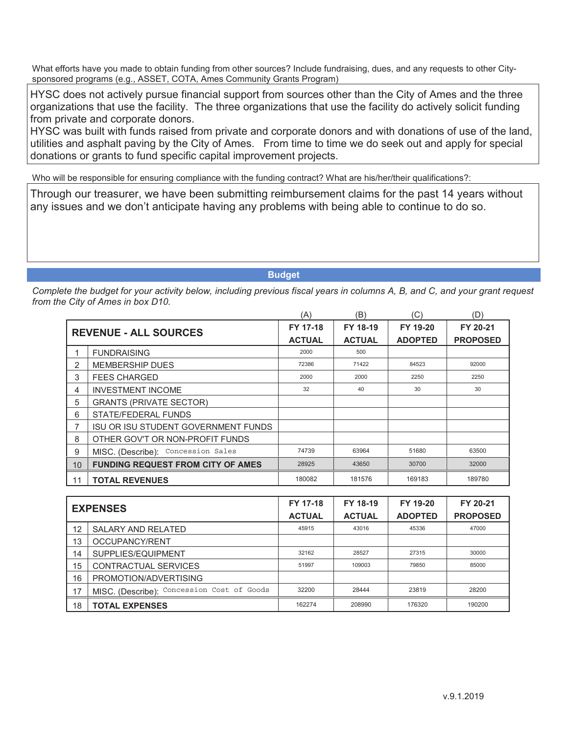What efforts have you made to obtain funding from other sources? Include fundraising, dues, and any requests to other City-sponsored programs (e.g., ASSET, COTA, Ames Community Grants Program)

HYSC does not actively pursue financial support from sources other than the City of Ames and the three organizations that use the facility. The three organizations that use the facility do actively solicit funding from private and corporate donors.
HYSC was built with funds raised from private and corporate donors and with donations of use of the land, utilities and asphalt paving by the City of Ames. From time to time we do seek out and apply for special donations or grants to fund specific capital improvement projects.

Who will be responsible for ensuring compliance with the funding contract? What are his/her/their qualifications?:

Through our treasurer, we have been submitting reimbursement claims for the past 14 years without any issues and we don't anticipate having any problems with being able to continue to do so.

## Budget

*Complete the budget for your activity below, including previous fiscal years in columns A, B, and C, and your grant request from the City of Ames in box D10.*

| | REVENUE - ALL SOURCES | (A) FY 17-18 ACTUAL | (B) FY 18-19 ACTUAL | (C) FY 19-20 ADOPTED | (D) FY 20-21 PROPOSED |
|---|---|---|---|---|---|
| 1 | FUNDRAISING | 2000 | 500 | | |
| 2 | MEMBERSHIP DUES | 72386 | 71422 | 84523 | 92000 |
| 3 | FEES CHARGED | 2000 | 2000 | 2250 | 2250 |
| 4 | INVESTMENT INCOME | 32 | 40 | 30 | 30 |
| 5 | GRANTS (PRIVATE SECTOR) | | | | |
| 6 | STATE/FEDERAL FUNDS | | | | |
| 7 | ISU OR ISU STUDENT GOVERNMENT FUNDS | | | | |
| 8 | OTHER GOV'T OR NON-PROFIT FUNDS | | | | |
| 9 | MISC. (Describe): Concession Sales | 74739 | 63964 | 51680 | 63500 |
| 10 | **FUNDING REQUEST FROM CITY OF AMES** | 28925 | 43650 | 30700 | 32000 |
| 11 | **TOTAL REVENUES** | 180082 | 181576 | 169183 | 189780 |

| | EXPENSES | FY 17-18 ACTUAL | FY 18-19 ACTUAL | FY 19-20 ADOPTED | FY 20-21 PROPOSED |
|---|---|---|---|---|---|
| 12 | SALARY AND RELATED | 45915 | 43016 | 45336 | 47000 |
| 13 | OCCUPANCY/RENT | | | | |
| 14 | SUPPLIES/EQUIPMENT | 32162 | 28527 | 27315 | 30000 |
| 15 | CONTRACTUAL SERVICES | 51997 | 109003 | 79850 | 85000 |
| 16 | PROMOTION/ADVERTISING | | | | |
| 17 | MISC. (Describe): Concession Cost of Goods | 32200 | 28444 | 23819 | 28200 |
| 18 | **TOTAL EXPENSES** | 162274 | 208990 | 176320 | 190200 |

v.9.1.2019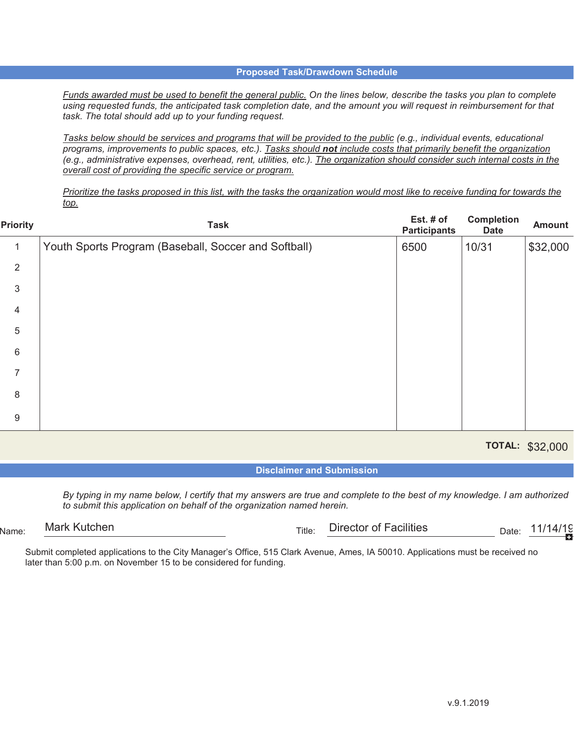## Proposed Task/Drawdown Schedule

*<u>Funds awarded must be used to benefit the general public.</u> On the lines below, describe the tasks you plan to complete using requested funds, the anticipated task completion date, and the amount you will request in reimbursement for that task. The total should add up to your funding request.*

*<u>Tasks below should be services and programs that will be provided to the public</u> (e.g., individual events, educational programs, improvements to public spaces, etc.). <u>Tasks should **not** include costs that primarily benefit the organization</u> (e.g., administrative expenses, overhead, rent, utilities, etc.). <u>The organization should consider such internal costs in the overall cost of providing the specific service or program.</u>*

*<u>Prioritize the tasks proposed in this list, with the tasks the organization would most like to receive funding for towards the top.</u>*

| Priority | Task | Est. # of Participants | Completion Date | Amount |
|---|---|---|---|---|
| 1 | Youth Sports Program (Baseball, Soccer and Softball) | 6500 | 10/31 | $32,000 |
| 2 | | | | |
| 3 | | | | |
| 4 | | | | |
| 5 | | | | |
| 6 | | | | |
| 7 | | | | |
| 8 | | | | |
| 9 | | | | |
| | | | **TOTAL:** | $32,000 |

## Disclaimer and Submission

*By typing in my name below, I certify that my answers are true and complete to the best of my knowledge. I am authorized to submit this application on behalf of the organization named herein.*

Name: Mark Kutchen  Title: Director of Facilities  Date: 11/14/19

Submit completed applications to the City Manager's Office, 515 Clark Avenue, Ames, IA 50010. Applications must be received no later than 5:00 p.m. on November 15 to be considered for funding.

v.9.1.2019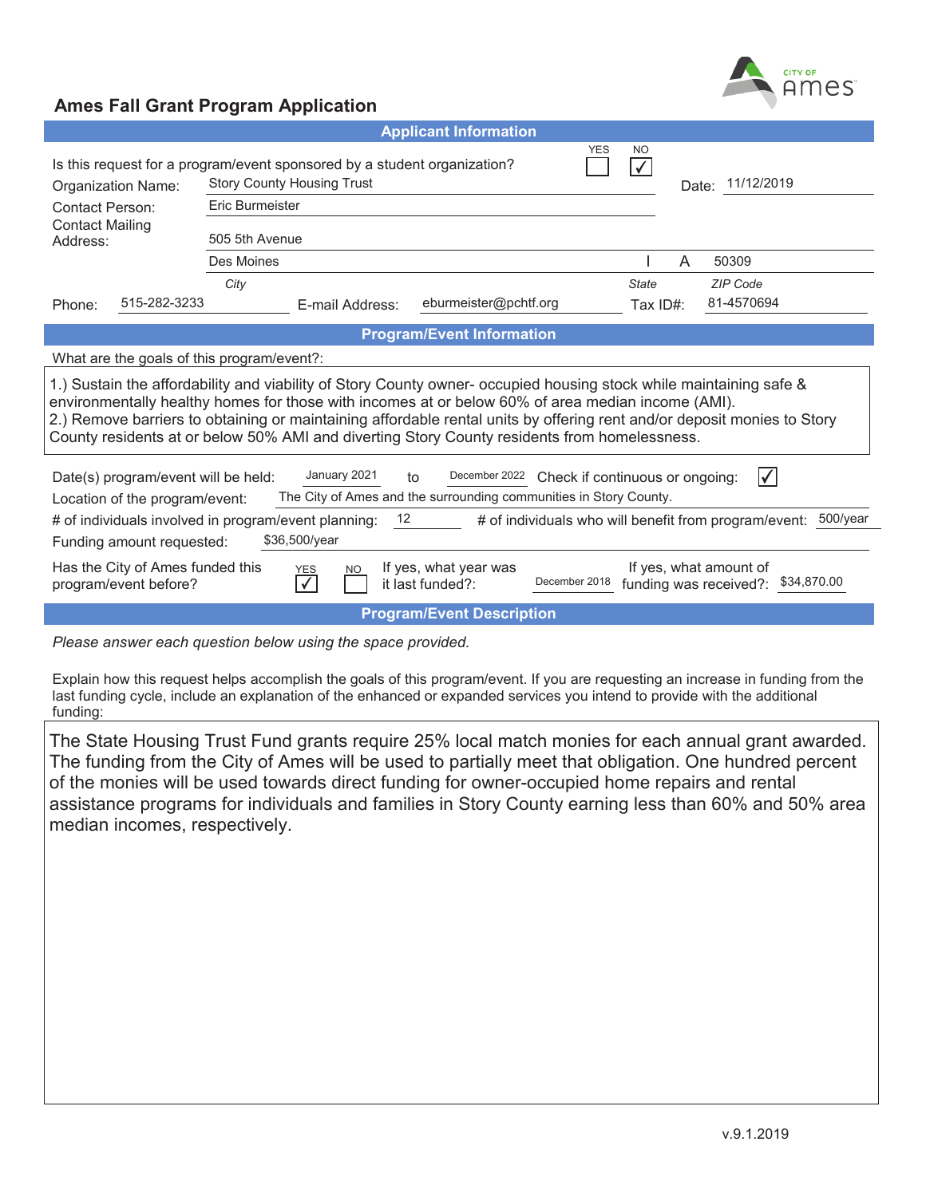# Ames Fall Grant Program Application

## Applicant Information

Is this request for a program/event sponsored by a student organization? YES ☐ NO ☑

**Organization Name:** Story County Housing Trust

**Date:** 11/12/2019

**Contact Person:** Eric Burmeister

**Contact Mailing Address:** 505 5th Avenue

| City | State | ZIP Code |
|---|---|---|
| Des Moines | IA | 50309 |

**Phone:** 515-282-3233 **E-mail Address:** eburmeister@pchtf.org **Tax ID#:** 81-4570694

## Program/Event Information

What are the goals of this program/event?:

1.) Sustain the affordability and viability of Story County owner- occupied housing stock while maintaining safe & environmentally healthy homes for those with incomes at or below 60% of area median income (AMI).
2.) Remove barriers to obtaining or maintaining affordable rental units by offering rent and/or deposit monies to Story County residents at or below 50% AMI and diverting Story County residents from homelessness.

**Date(s) program/event will be held:** January 2021 to December 2022 **Check if continuous or ongoing:** ☑

**Location of the program/event:** The City of Ames and the surrounding communities in Story County.

**# of individuals involved in program/event planning:** 12 **# of individuals who will benefit from program/event:** 500/year

**Funding amount requested:** $36,500/year

**Has the City of Ames funded this program/event before?** YES ☑ NO ☐ **If yes, what year was it last funded?:** December 2018 **If yes, what amount of funding was received?:** $34,870.00

## Program/Event Description

*Please answer each question below using the space provided.*

Explain how this request helps accomplish the goals of this program/event. If you are requesting an increase in funding from the last funding cycle, include an explanation of the enhanced or expanded services you intend to provide with the additional funding:

The State Housing Trust Fund grants require 25% local match monies for each annual grant awarded. The funding from the City of Ames will be used to partially meet that obligation. One hundred percent of the monies will be used towards direct funding for owner-occupied home repairs and rental assistance programs for individuals and families in Story County earning less than 60% and 50% area median incomes, respectively.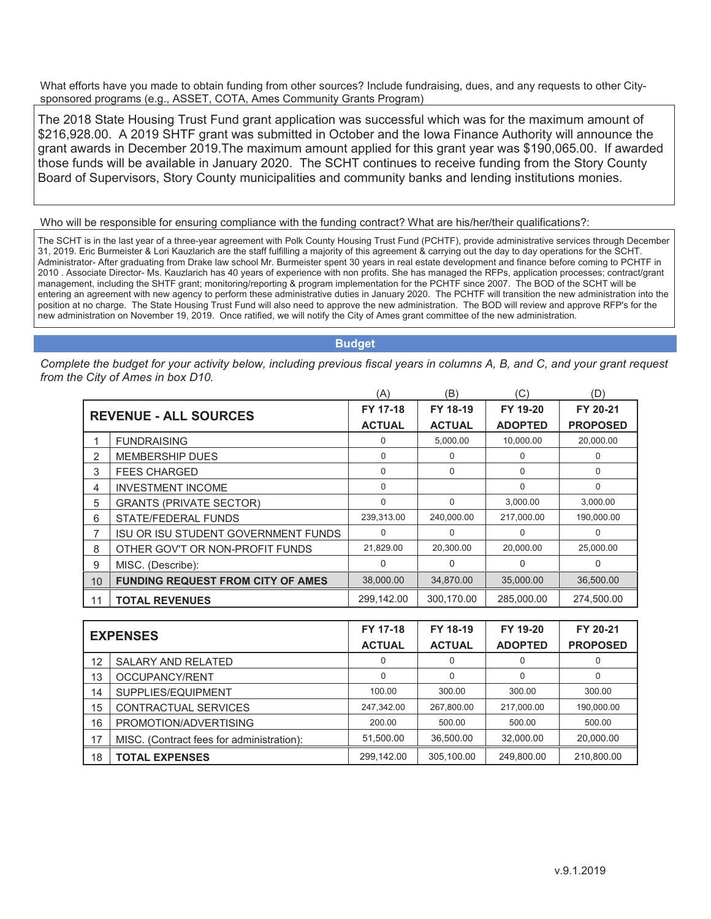What efforts have you made to obtain funding from other sources? Include fundraising, dues, and any requests to other City-sponsored programs (e.g., ASSET, COTA, Ames Community Grants Program)

The 2018 State Housing Trust Fund grant application was successful which was for the maximum amount of $216,928.00. A 2019 SHTF grant was submitted in October and the Iowa Finance Authority will announce the grant awards in December 2019.The maximum amount applied for this grant year was $190,065.00. If awarded those funds will be available in January 2020. The SCHT continues to receive funding from the Story County Board of Supervisors, Story County municipalities and community banks and lending institutions monies.

Who will be responsible for ensuring compliance with the funding contract? What are his/her/their qualifications?:

The SCHT is in the last year of a three-year agreement with Polk County Housing Trust Fund (PCHTF), provide administrative services through December 31, 2019. Eric Burmeister & Lori Kauzlarich are the staff fulfilling a majority of this agreement & carrying out the day to day operations for the SCHT. Administrator- After graduating from Drake law school Mr. Burmeister spent 30 years in real estate development and finance before coming to PCHTF in 2010 . Associate Director- Ms. Kauzlarich has 40 years of experience with non profits. She has managed the RFPs, application processes; contract/grant management, including the SHTF grant; monitoring/reporting & program implementation for the PCHTF since 2007. The BOD of the SCHT will be entering an agreement with new agency to perform these administrative duties in January 2020. The PCHTF will transition the new administration into the position at no charge. The State Housing Trust Fund will also need to approve the new administration. The BOD will review and approve RFP's for the new administration on November 19, 2019. Once ratified, we will notify the City of Ames grant committee of the new administration.

## Budget

*Complete the budget for your activity below, including previous fiscal years in columns A, B, and C, and your grant request from the City of Ames in box D10.*

| | | (A) | (B) | (C) | (D) |
|---|---|---|---|---|---|
| **REVENUE - ALL SOURCES** | | **FY 17-18 ACTUAL** | **FY 18-19 ACTUAL** | **FY 19-20 ADOPTED** | **FY 20-21 PROPOSED** |
| 1 | FUNDRAISING | 0 | 5,000.00 | 10,000.00 | 20,000.00 |
| 2 | MEMBERSHIP DUES | 0 | 0 | 0 | 0 |
| 3 | FEES CHARGED | 0 | 0 | 0 | 0 |
| 4 | INVESTMENT INCOME | 0 | | 0 | 0 |
| 5 | GRANTS (PRIVATE SECTOR) | 0 | 0 | 3,000.00 | 3,000.00 |
| 6 | STATE/FEDERAL FUNDS | 239,313.00 | 240,000.00 | 217,000.00 | 190,000.00 |
| 7 | ISU OR ISU STUDENT GOVERNMENT FUNDS | 0 | 0 | 0 | 0 |
| 8 | OTHER GOV'T OR NON-PROFIT FUNDS | 21,829.00 | 20,300.00 | 20,000.00 | 25,000.00 |
| 9 | MISC. (Describe): | 0 | 0 | 0 | 0 |
| 10 | **FUNDING REQUEST FROM CITY OF AMES** | 38,000.00 | 34,870.00 | 35,000.00 | 36,500.00 |
| 11 | **TOTAL REVENUES** | 299,142.00 | 300,170.00 | 285,000.00 | 274,500.00 |

| | | | | | |
|---|---|---|---|---|---|
| **EXPENSES** | | **FY 17-18 ACTUAL** | **FY 18-19 ACTUAL** | **FY 19-20 ADOPTED** | **FY 20-21 PROPOSED** |
| 12 | SALARY AND RELATED | 0 | 0 | 0 | 0 |
| 13 | OCCUPANCY/RENT | 0 | 0 | 0 | 0 |
| 14 | SUPPLIES/EQUIPMENT | 100.00 | 300.00 | 300.00 | 300.00 |
| 15 | CONTRACTUAL SERVICES | 247,342.00 | 267,800.00 | 217,000.00 | 190,000.00 |
| 16 | PROMOTION/ADVERTISING | 200.00 | 500.00 | 500.00 | 500.00 |
| 17 | MISC. (Contract fees for administration): | 51,500.00 | 36,500.00 | 32,000.00 | 20,000.00 |
| 18 | **TOTAL EXPENSES** | 299,142.00 | 305,100.00 | 249,800.00 | 210,800.00 |

v.9.1.2019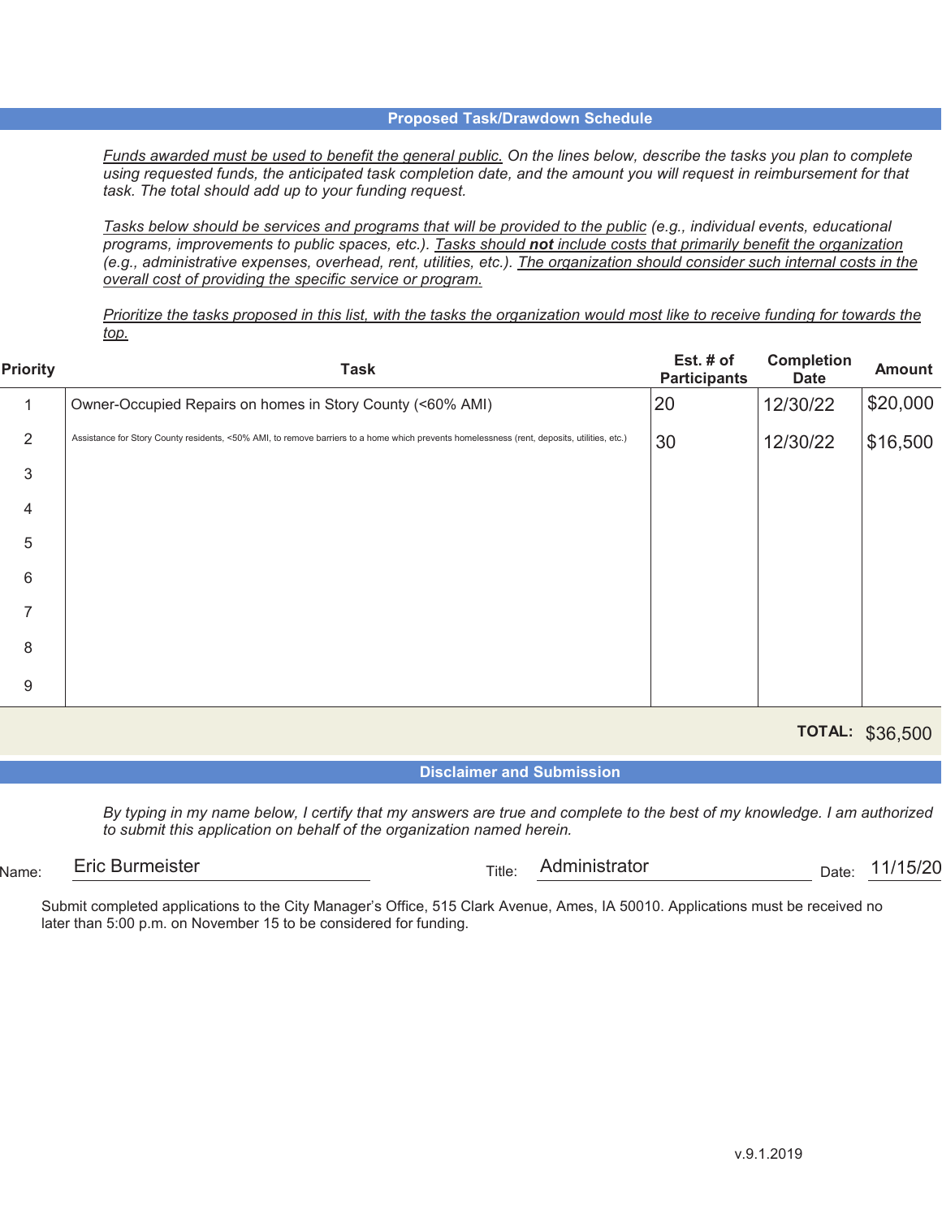## Proposed Task/Drawdown Schedule

*<u>Funds awarded must be used to benefit the general public.</u> On the lines below, describe the tasks you plan to complete using requested funds, the anticipated task completion date, and the amount you will request in reimbursement for that task. The total should add up to your funding request.*

*<u>Tasks below should be services and programs that will be provided to the public</u> (e.g., individual events, educational programs, improvements to public spaces, etc.). <u>Tasks should **not** include costs that primarily benefit the organization</u> (e.g., administrative expenses, overhead, rent, utilities, etc.). <u>The organization should consider such internal costs in the overall cost of providing the specific service or program.</u>*

*<u>Prioritize the tasks proposed in this list, with the tasks the organization would most like to receive funding for towards the top.</u>*

| Priority | Task | Est. # of Participants | Completion Date | Amount |
|---|---|---|---|---|
| 1 | Owner-Occupied Repairs on homes in Story County (<60% AMI) | 20 | 12/30/22 | $20,000 |
| 2 | Assistance for Story County residents, <50% AMI, to remove barriers to a home which prevents homelessness (rent, deposits, utilities, etc.) | 30 | 12/30/22 | $16,500 |
| 3 | | | | |
| 4 | | | | |
| 5 | | | | |
| 6 | | | | |
| 7 | | | | |
| 8 | | | | |
| 9 | | | | |
| | | | **TOTAL:** | $36,500 |

## Disclaimer and Submission

*By typing in my name below, I certify that my answers are true and complete to the best of my knowledge. I am authorized to submit this application on behalf of the organization named herein.*

Name: Eric Burmeister Title: Administrator Date: 11/15/20

Submit completed applications to the City Manager's Office, 515 Clark Avenue, Ames, IA 50010. Applications must be received no later than 5:00 p.m. on November 15 to be considered for funding.

v.9.1.2019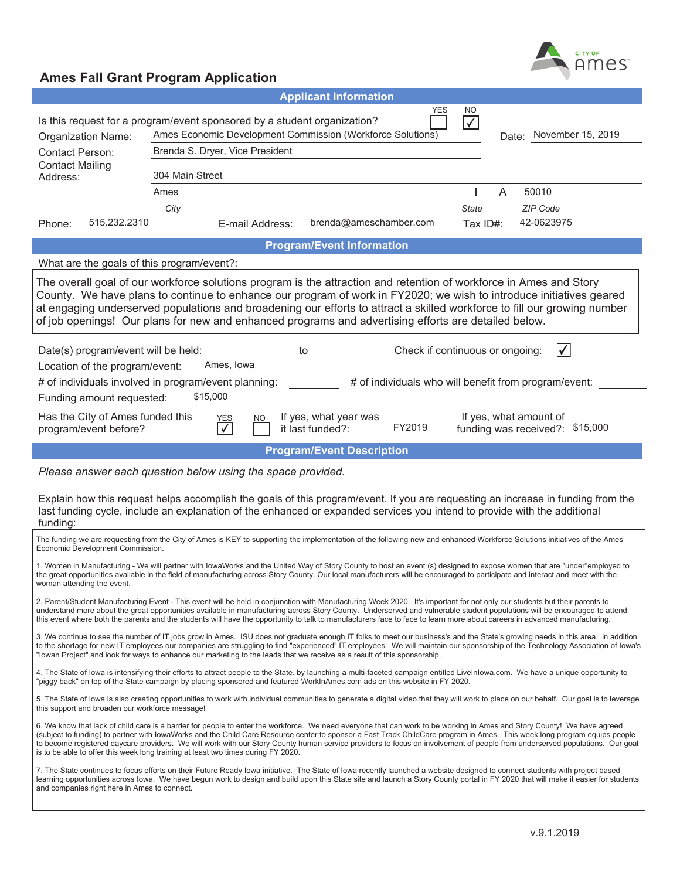# Ames Fall Grant Program Application

## Applicant Information

Is this request for a program/event sponsored by a student organization? YES ☐ NO ☑

Organization Name: Ames Economic Development Commission (Workforce Solutions)

Date: November 15, 2019

Contact Person: Brenda S. Dryer, Vice President

Contact Mailing Address: 304 Main Street

Ames | I | A | 50010

*City* | *State* | *ZIP Code*

Phone: 515.232.2310

E-mail Address: brenda@ameschamber.com

Tax ID#: 42-0623975

## Program/Event Information

What are the goals of this program/event?:

The overall goal of our workforce solutions program is the attraction and retention of workforce in Ames and Story County. We have plans to continue to enhance our program of work in FY2020; we wish to introduce initiatives geared at engaging underserved populations and broadening our efforts to attract a skilled workforce to fill our growing number of job openings! Our plans for new and enhanced programs and advertising efforts are detailed below.

Date(s) program/event will be held: ______ to ______

Check if continuous or ongoing: ☑

Location of the program/event: Ames, Iowa

# of individuals involved in program/event planning: ______

# of individuals who will benefit from program/event: ______

Funding amount requested: $15,000

Has the City of Ames funded this program/event before? YES ☑ NO ☐

If yes, what year was it last funded?: FY2019

If yes, what amount of funding was received?: $15,000

## Program/Event Description

*Please answer each question below using the space provided.*

Explain how this request helps accomplish the goals of this program/event. If you are requesting an increase in funding from the last funding cycle, include an explanation of the enhanced or expanded services you intend to provide with the additional funding:

The funding we are requesting from the City of Ames is KEY to supporting the implementation of the following new and enhanced Workforce Solutions initiatives of the Ames Economic Development Commission.

1. Women in Manufacturing - We will partner with IowaWorks and the United Way of Story County to host an event (s) designed to expose women that are "under"employed to the great opportunities available in the field of manufacturing across Story County. Our local manufacturers will be encouraged to participate and interact and meet with the woman attending the event.

2. Parent/Student Manufacturing Event - This event will be held in conjunction with Manufacturing Week 2020. It's important for not only our students but their parents to understand more about the great opportunities available in manufacturing across Story County. Underserved and vulnerable student populations will be encouraged to attend this event where both the parents and the students will have the opportunity to talk to manufacturers face to face to learn more about careers in advanced manufacturing.

3. We continue to see the number of IT jobs grow in Ames. ISU does not graduate enough IT folks to meet our business's and the State's growing needs in this area. in addition to the shortage for new IT employees our companies are struggling to find "experienced" IT employees. We will maintain our sponsorship of the Technology Association of Iowa's "Iowan Project" and look for ways to enhance our marketing to the leads that we receive as a result of this sponsorship.

4. The State of Iowa is intensifying their efforts to attract people to the State. by launching a multi-faceted campaign entitled LiveInIowa.com. We have a unique opportunity to "piggy back" on top of the State campaign by placing sponsored and featured WorkInAmes.com ads on this website in FY 2020.

5. The State of Iowa is also creating opportunities to work with individual communities to generate a digital video that they will work to place on our behalf. Our goal is to leverage this support and broaden our workforce message!

6. We know that lack of child care is a barrier for people to enter the workforce. We need everyone that can work to be working in Ames and Story County! We have agreed (subject to funding) to partner with IowaWorks and the Child Care Resource center to sponsor a Fast Track ChildCare program in Ames. This week long program equips people to become registered daycare providers. We will work with our Story County human service providers to focus on involvement of people from underserved populations. Our goal is to be able to offer this week long training at least two times during FY 2020.

7. The State continues to focus efforts on their Future Ready Iowa initiative. The State of Iowa recently launched a website designed to connect students with project based learning opportunities across Iowa. We have begun work to design and build upon this State site and launch a Story County portal in FY 2020 that will make it easier for students and companies right here in Ames to connect.

v.9.1.2019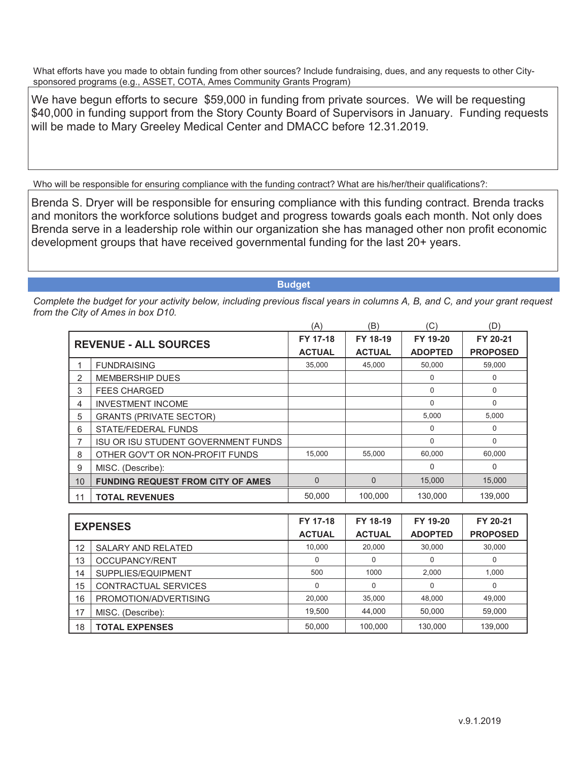What efforts have you made to obtain funding from other sources? Include fundraising, dues, and any requests to other City-sponsored programs (e.g., ASSET, COTA, Ames Community Grants Program)

We have begun efforts to secure $59,000 in funding from private sources. We will be requesting $40,000 in funding support from the Story County Board of Supervisors in January. Funding requests will be made to Mary Greeley Medical Center and DMACC before 12.31.2019.

Who will be responsible for ensuring compliance with the funding contract? What are his/her/their qualifications?:

Brenda S. Dryer will be responsible for ensuring compliance with this funding contract. Brenda tracks and monitors the workforce solutions budget and progress towards goals each month. Not only does Brenda serve in a leadership role within our organization she has managed other non profit economic development groups that have received governmental funding for the last 20+ years.

## Budget

*Complete the budget for your activity below, including previous fiscal years in columns A, B, and C, and your grant request from the City of Ames in box D10.*

| | | (A) | (B) | (C) | (D) |
|---|---|---|---|---|---|
| **REVENUE - ALL SOURCES** | | **FY 17-18 ACTUAL** | **FY 18-19 ACTUAL** | **FY 19-20 ADOPTED** | **FY 20-21 PROPOSED** |
| 1 | FUNDRAISING | 35,000 | 45,000 | 50,000 | 59,000 |
| 2 | MEMBERSHIP DUES | | | 0 | 0 |
| 3 | FEES CHARGED | | | 0 | 0 |
| 4 | INVESTMENT INCOME | | | 0 | 0 |
| 5 | GRANTS (PRIVATE SECTOR) | | | 5,000 | 5,000 |
| 6 | STATE/FEDERAL FUNDS | | | 0 | 0 |
| 7 | ISU OR ISU STUDENT GOVERNMENT FUNDS | | | 0 | 0 |
| 8 | OTHER GOV'T OR NON-PROFIT FUNDS | 15,000 | 55,000 | 60,000 | 60,000 |
| 9 | MISC. (Describe): | | | 0 | 0 |
| 10 | **FUNDING REQUEST FROM CITY OF AMES** | 0 | 0 | 15,000 | 15,000 |
| 11 | **TOTAL REVENUES** | 50,000 | 100,000 | 130,000 | 139,000 |

| **EXPENSES** | | **FY 17-18 ACTUAL** | **FY 18-19 ACTUAL** | **FY 19-20 ADOPTED** | **FY 20-21 PROPOSED** |
|---|---|---|---|---|---|
| 12 | SALARY AND RELATED | 10,000 | 20,000 | 30,000 | 30,000 |
| 13 | OCCUPANCY/RENT | 0 | 0 | 0 | 0 |
| 14 | SUPPLIES/EQUIPMENT | 500 | 1000 | 2,000 | 1,000 |
| 15 | CONTRACTUAL SERVICES | 0 | 0 | 0 | 0 |
| 16 | PROMOTION/ADVERTISING | 20,000 | 35,000 | 48,000 | 49,000 |
| 17 | MISC. (Describe): | 19,500 | 44,000 | 50,000 | 59,000 |
| 18 | **TOTAL EXPENSES** | 50,000 | 100,000 | 130,000 | 139,000 |

v.9.1.2019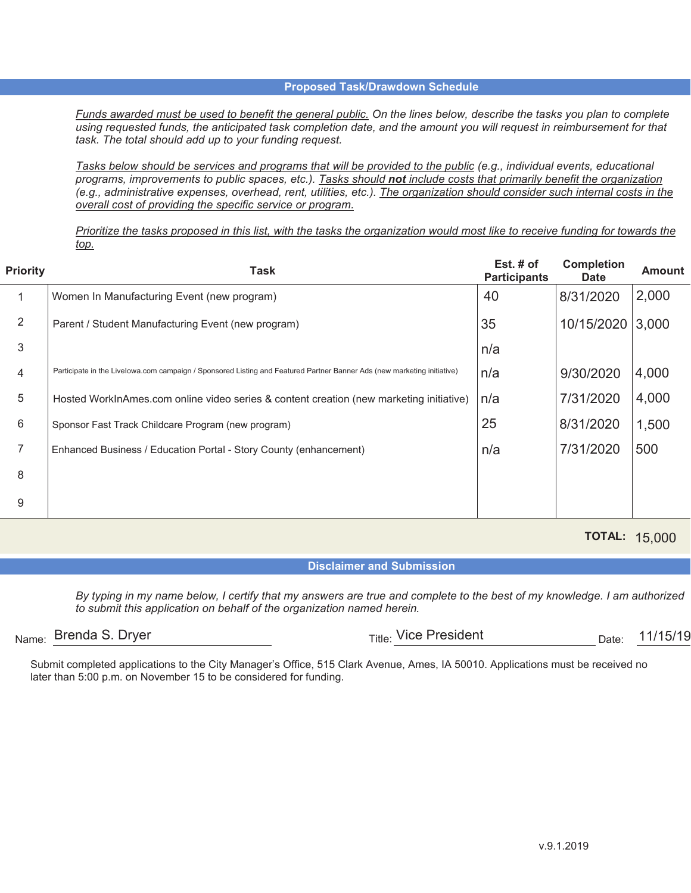## Proposed Task/Drawdown Schedule

*<u>Funds awarded must be used to benefit the general public.</u> On the lines below, describe the tasks you plan to complete using requested funds, the anticipated task completion date, and the amount you will request in reimbursement for that task. The total should add up to your funding request.*

*<u>Tasks below should be services and programs that will be provided to the public</u> (e.g., individual events, educational programs, improvements to public spaces, etc.). <u>Tasks should **not** include costs that primarily benefit the organization</u> (e.g., administrative expenses, overhead, rent, utilities, etc.). <u>The organization should consider such internal costs in the overall cost of providing the specific service or program.</u>*

*<u>Prioritize the tasks proposed in this list, with the tasks the organization would most like to receive funding for towards the top.</u>*

| Priority | Task | Est. # of Participants | Completion Date | Amount |
|---|---|---|---|---|
| 1 | Women In Manufacturing Event (new program) | 40 | 8/31/2020 | 2,000 |
| 2 | Parent / Student Manufacturing Event (new program) | 35 | 10/15/2020 | 3,000 |
| 3 | | n/a | | |
| 4 | Participate in the LiveIowa.com campaign / Sponsored Listing and Featured Partner Banner Ads (new marketing initiative) | n/a | 9/30/2020 | 4,000 |
| 5 | Hosted WorkInAmes.com online video series & content creation (new marketing initiative) | n/a | 7/31/2020 | 4,000 |
| 6 | Sponsor Fast Track Childcare Program (new program) | 25 | 8/31/2020 | 1,500 |
| 7 | Enhanced Business / Education Portal - Story County (enhancement) | n/a | 7/31/2020 | 500 |
| 8 | | | | |
| 9 | | | | |
| | | | **TOTAL:** | 15,000 |

## Disclaimer and Submission

*By typing in my name below, I certify that my answers are true and complete to the best of my knowledge. I am authorized to submit this application on behalf of the organization named herein.*

Name: Brenda S. Dryer  Title: Vice President  Date: 11/15/19

Submit completed applications to the City Manager's Office, 515 Clark Avenue, Ames, IA 50010. Applications must be received no later than 5:00 p.m. on November 15 to be considered for funding.

v.9.1.2019